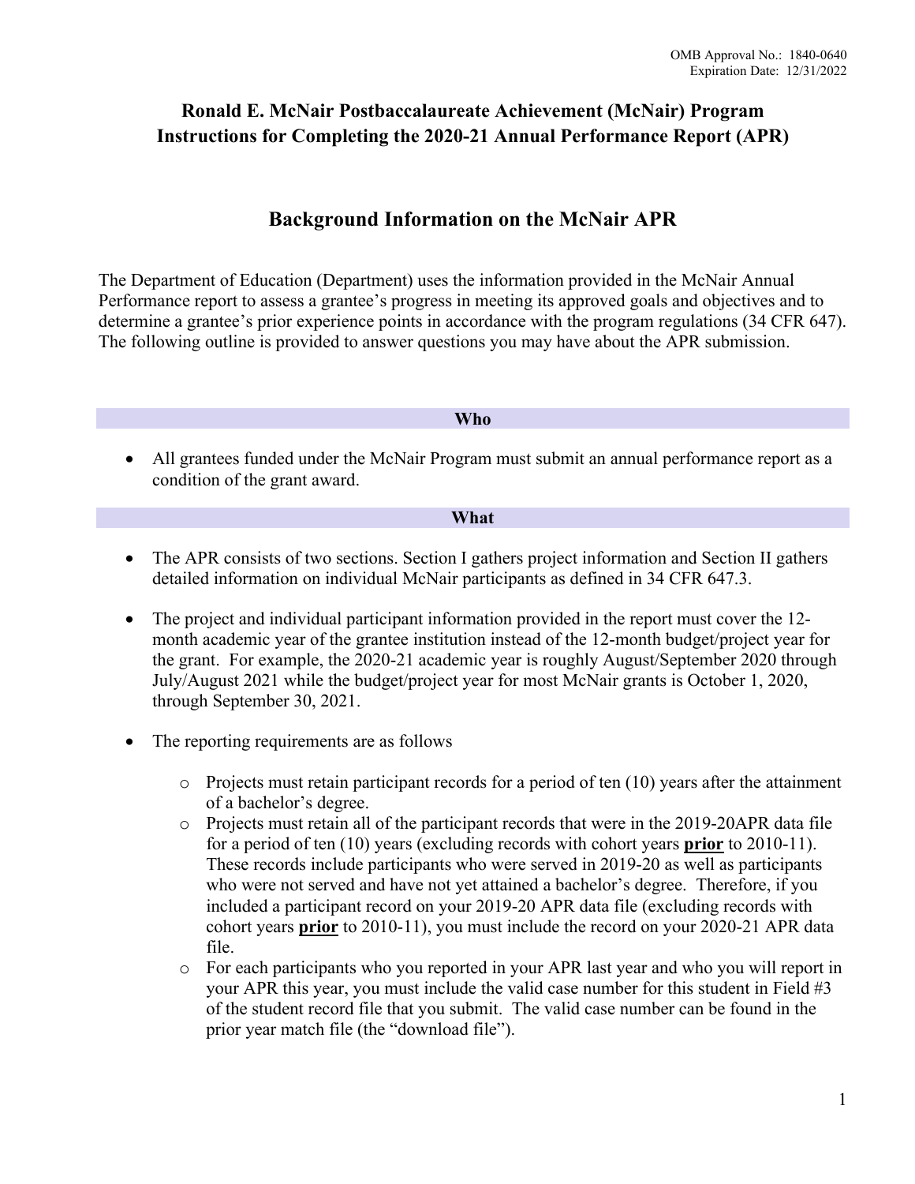OMB Approval No.: 1840-0640
Expiration Date: 12/31/2022

# Ronald E. McNair Postbaccalaureate Achievement (McNair) Program Instructions for Completing the 2020-21 Annual Performance Report (APR)

## Background Information on the McNair APR

The Department of Education (Department) uses the information provided in the McNair Annual Performance report to assess a grantee's progress in meeting its approved goals and objectives and to determine a grantee's prior experience points in accordance with the program regulations (34 CFR 647). The following outline is provided to answer questions you may have about the APR submission.

### Who

- All grantees funded under the McNair Program must submit an annual performance report as a condition of the grant award.

### What

- The APR consists of two sections. Section I gathers project information and Section II gathers detailed information on individual McNair participants as defined in 34 CFR 647.3.
- The project and individual participant information provided in the report must cover the 12-month academic year of the grantee institution instead of the 12-month budget/project year for the grant. For example, the 2020-21 academic year is roughly August/September 2020 through July/August 2021 while the budget/project year for most McNair grants is October 1, 2020, through September 30, 2021.
- The reporting requirements are as follows
  - Projects must retain participant records for a period of ten (10) years after the attainment of a bachelor's degree.
  - Projects must retain all of the participant records that were in the 2019-20APR data file for a period of ten (10) years (excluding records with cohort years **prior** to 2010-11). These records include participants who were served in 2019-20 as well as participants who were not served and have not yet attained a bachelor's degree. Therefore, if you included a participant record on your 2019-20 APR data file (excluding records with cohort years **prior** to 2010-11), you must include the record on your 2020-21 APR data file.
  - For each participants who you reported in your APR last year and who you will report in your APR this year, you must include the valid case number for this student in Field #3 of the student record file that you submit. The valid case number can be found in the prior year match file (the "download file").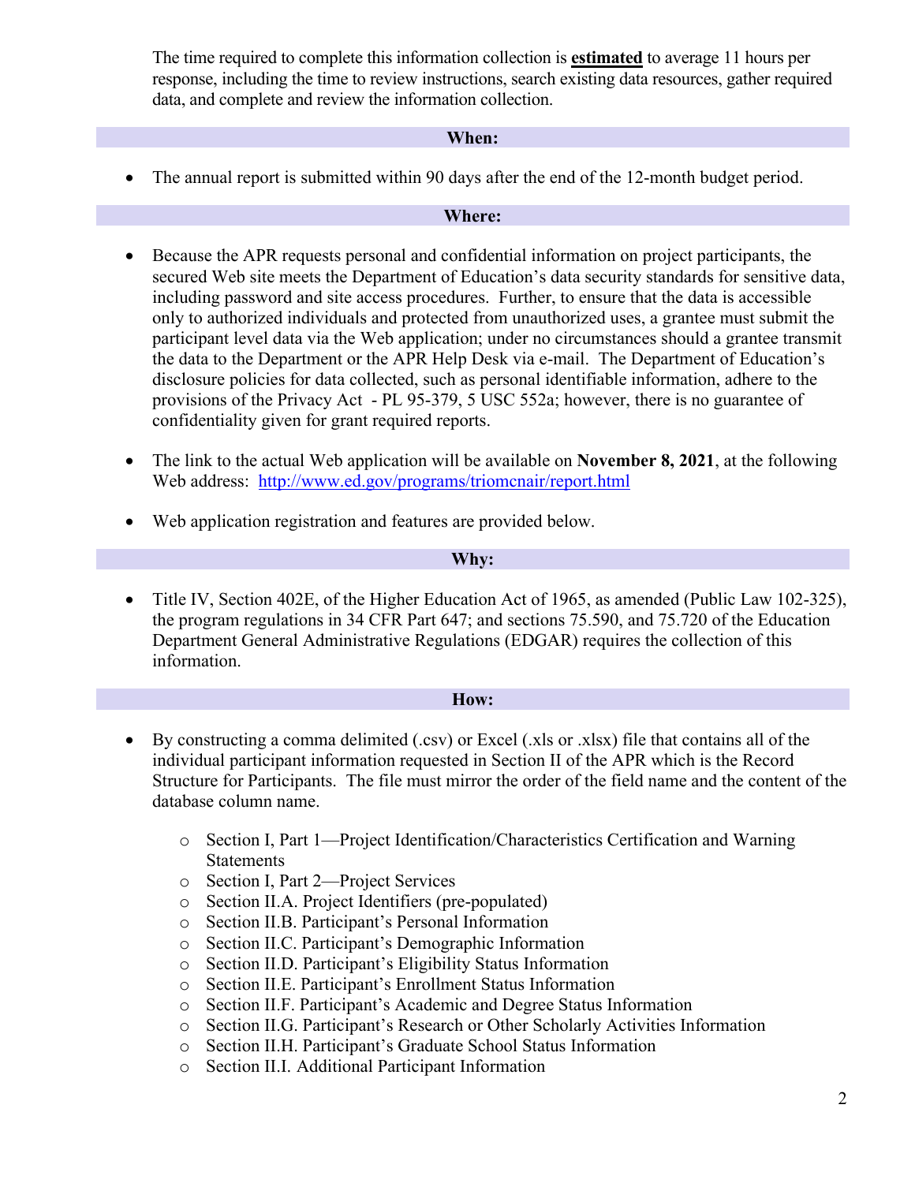The time required to complete this information collection is **estimated** to average 11 hours per response, including the time to review instructions, search existing data resources, gather required data, and complete and review the information collection.

## When:

- The annual report is submitted within 90 days after the end of the 12-month budget period.

## Where:

- Because the APR requests personal and confidential information on project participants, the secured Web site meets the Department of Education's data security standards for sensitive data, including password and site access procedures. Further, to ensure that the data is accessible only to authorized individuals and protected from unauthorized uses, a grantee must submit the participant level data via the Web application; under no circumstances should a grantee transmit the data to the Department or the APR Help Desk via e-mail. The Department of Education's disclosure policies for data collected, such as personal identifiable information, adhere to the provisions of the Privacy Act - PL 95-379, 5 USC 552a; however, there is no guarantee of confidentiality given for grant required reports.

- The link to the actual Web application will be available on **November 8, 2021**, at the following Web address: http://www.ed.gov/programs/triomcnair/report.html

- Web application registration and features are provided below.

## Why:

- Title IV, Section 402E, of the Higher Education Act of 1965, as amended (Public Law 102-325), the program regulations in 34 CFR Part 647; and sections 75.590, and 75.720 of the Education Department General Administrative Regulations (EDGAR) requires the collection of this information.

## How:

- By constructing a comma delimited (.csv) or Excel (.xls or .xlsx) file that contains all of the individual participant information requested in Section II of the APR which is the Record Structure for Participants. The file must mirror the order of the field name and the content of the database column name.

  - Section I, Part 1—Project Identification/Characteristics Certification and Warning Statements
  - Section I, Part 2—Project Services
  - Section II.A. Project Identifiers (pre-populated)
  - Section II.B. Participant's Personal Information
  - Section II.C. Participant's Demographic Information
  - Section II.D. Participant's Eligibility Status Information
  - Section II.E. Participant's Enrollment Status Information
  - Section II.F. Participant's Academic and Degree Status Information
  - Section II.G. Participant's Research or Other Scholarly Activities Information
  - Section II.H. Participant's Graduate School Status Information
  - Section II.I. Additional Participant Information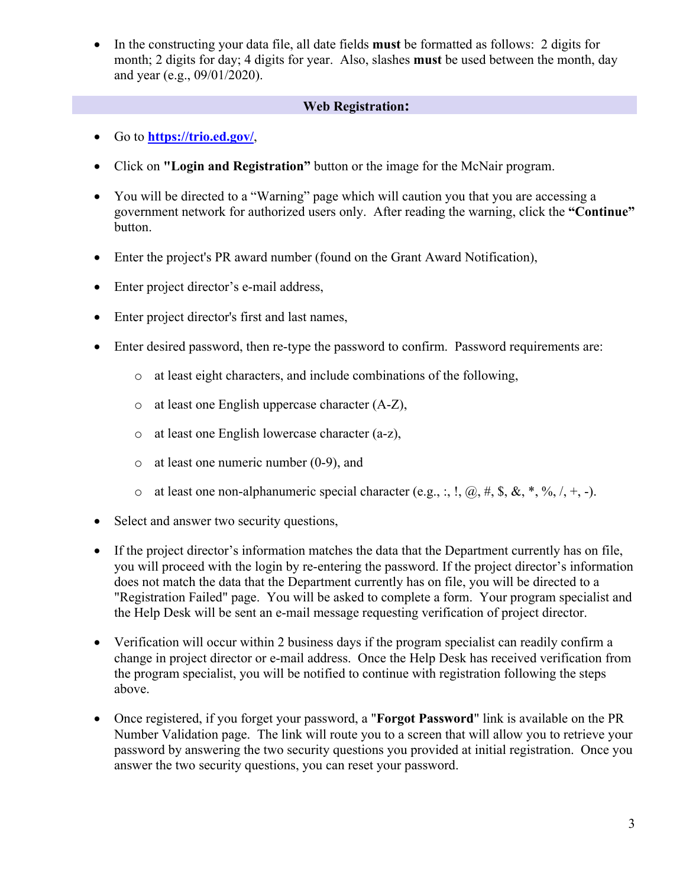- In the constructing your data file, all date fields **must** be formatted as follows: 2 digits for month; 2 digits for day; 4 digits for year. Also, slashes **must** be used between the month, day and year (e.g., 09/01/2020).

## Web Registration:

- Go to **https://trio.ed.gov/**,
- Click on **"Login and Registration"** button or the image for the McNair program.
- You will be directed to a "Warning" page which will caution you that you are accessing a government network for authorized users only. After reading the warning, click the **"Continue"** button.
- Enter the project's PR award number (found on the Grant Award Notification),
- Enter project director's e-mail address,
- Enter project director's first and last names,
- Enter desired password, then re-type the password to confirm. Password requirements are:
  - at least eight characters, and include combinations of the following,
  - at least one English uppercase character (A-Z),
  - at least one English lowercase character (a-z),
  - at least one numeric number (0-9), and
  - at least one non-alphanumeric special character (e.g., :, !, @, #, $, &, *, %, /, +, -).
- Select and answer two security questions,
- If the project director's information matches the data that the Department currently has on file, you will proceed with the login by re-entering the password. If the project director's information does not match the data that the Department currently has on file, you will be directed to a "Registration Failed" page. You will be asked to complete a form. Your program specialist and the Help Desk will be sent an e-mail message requesting verification of project director.
- Verification will occur within 2 business days if the program specialist can readily confirm a change in project director or e-mail address. Once the Help Desk has received verification from the program specialist, you will be notified to continue with registration following the steps above.
- Once registered, if you forget your password, a "**Forgot Password**" link is available on the PR Number Validation page. The link will route you to a screen that will allow you to retrieve your password by answering the two security questions you provided at initial registration. Once you answer the two security questions, you can reset your password.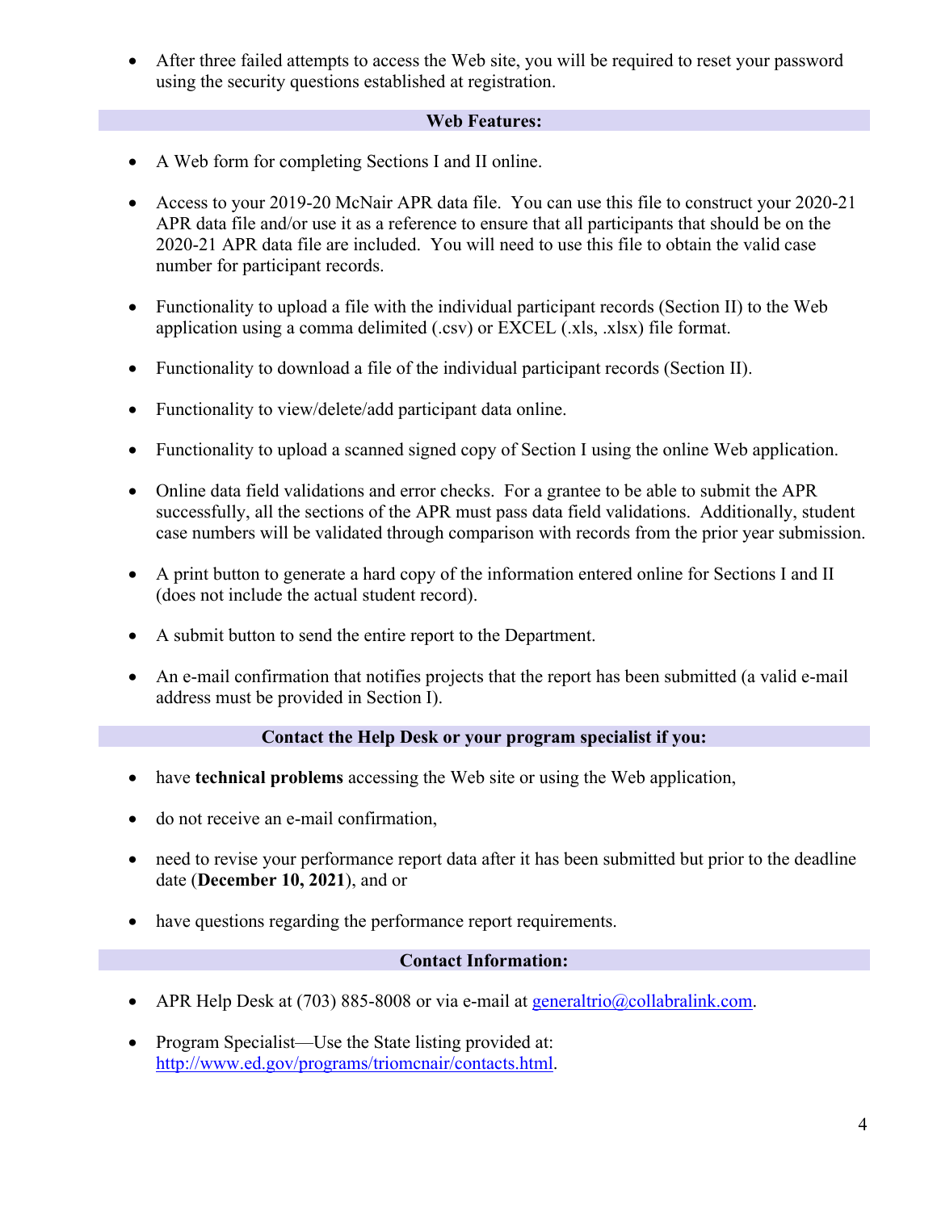- After three failed attempts to access the Web site, you will be required to reset your password using the security questions established at registration.

## Web Features:

- A Web form for completing Sections I and II online.
- Access to your 2019-20 McNair APR data file. You can use this file to construct your 2020-21 APR data file and/or use it as a reference to ensure that all participants that should be on the 2020-21 APR data file are included. You will need to use this file to obtain the valid case number for participant records.
- Functionality to upload a file with the individual participant records (Section II) to the Web application using a comma delimited (.csv) or EXCEL (.xls, .xlsx) file format.
- Functionality to download a file of the individual participant records (Section II).
- Functionality to view/delete/add participant data online.
- Functionality to upload a scanned signed copy of Section I using the online Web application.
- Online data field validations and error checks. For a grantee to be able to submit the APR successfully, all the sections of the APR must pass data field validations. Additionally, student case numbers will be validated through comparison with records from the prior year submission.
- A print button to generate a hard copy of the information entered online for Sections I and II (does not include the actual student record).
- A submit button to send the entire report to the Department.
- An e-mail confirmation that notifies projects that the report has been submitted (a valid e-mail address must be provided in Section I).

## Contact the Help Desk or your program specialist if you:

- have **technical problems** accessing the Web site or using the Web application,
- do not receive an e-mail confirmation,
- need to revise your performance report data after it has been submitted but prior to the deadline date (**December 10, 2021**), and or
- have questions regarding the performance report requirements.

## Contact Information:

- APR Help Desk at (703) 885-8008 or via e-mail at generaltrio@collabralink.com.
- Program Specialist—Use the State listing provided at: http://www.ed.gov/programs/triomcnair/contacts.html.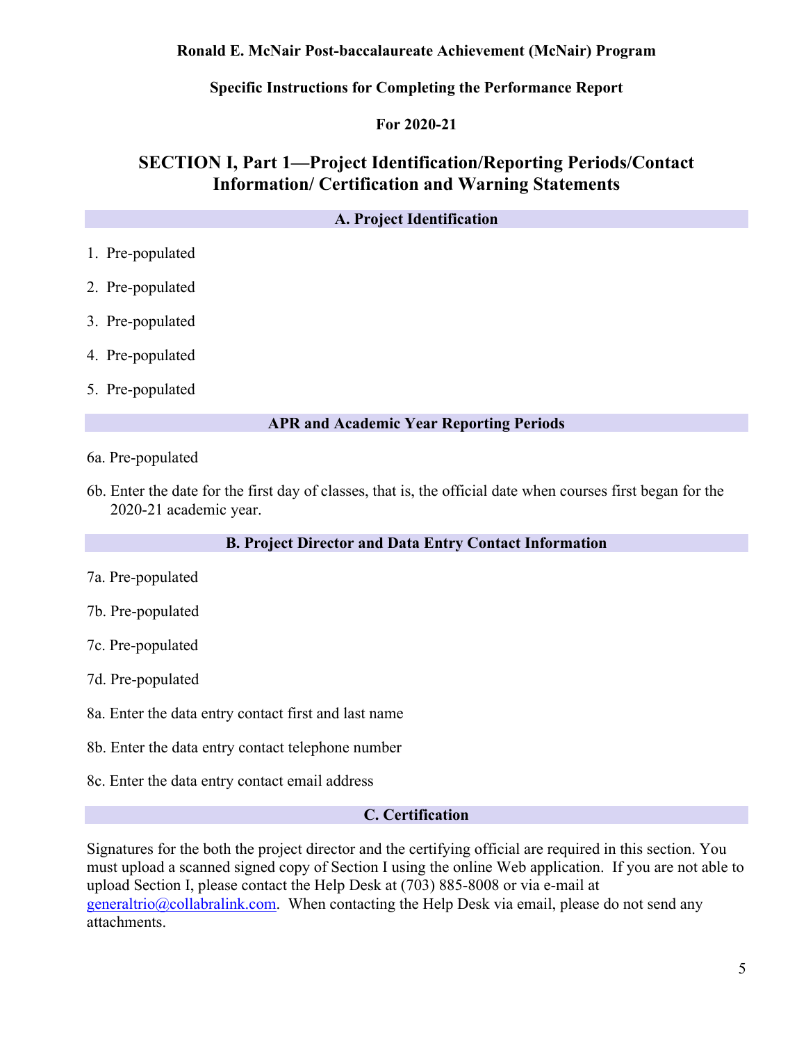**Ronald E. McNair Post-baccalaureate Achievement (McNair) Program**

**Specific Instructions for Completing the Performance Report**

**For 2020-21**

## SECTION I, Part 1—Project Identification/Reporting Periods/Contact Information/ Certification and Warning Statements

### A. Project Identification

1. Pre-populated
2. Pre-populated
3. Pre-populated
4. Pre-populated
5. Pre-populated

### APR and Academic Year Reporting Periods

6a. Pre-populated

6b. Enter the date for the first day of classes, that is, the official date when courses first began for the 2020-21 academic year.

### B. Project Director and Data Entry Contact Information

7a. Pre-populated

7b. Pre-populated

7c. Pre-populated

7d. Pre-populated

8a. Enter the data entry contact first and last name

8b. Enter the data entry contact telephone number

8c. Enter the data entry contact email address

### C. Certification

Signatures for the both the project director and the certifying official are required in this section. You must upload a scanned signed copy of Section I using the online Web application. If you are not able to upload Section I, please contact the Help Desk at (703) 885-8008 or via e-mail at generaltrio@collabralink.com. When contacting the Help Desk via email, please do not send any attachments.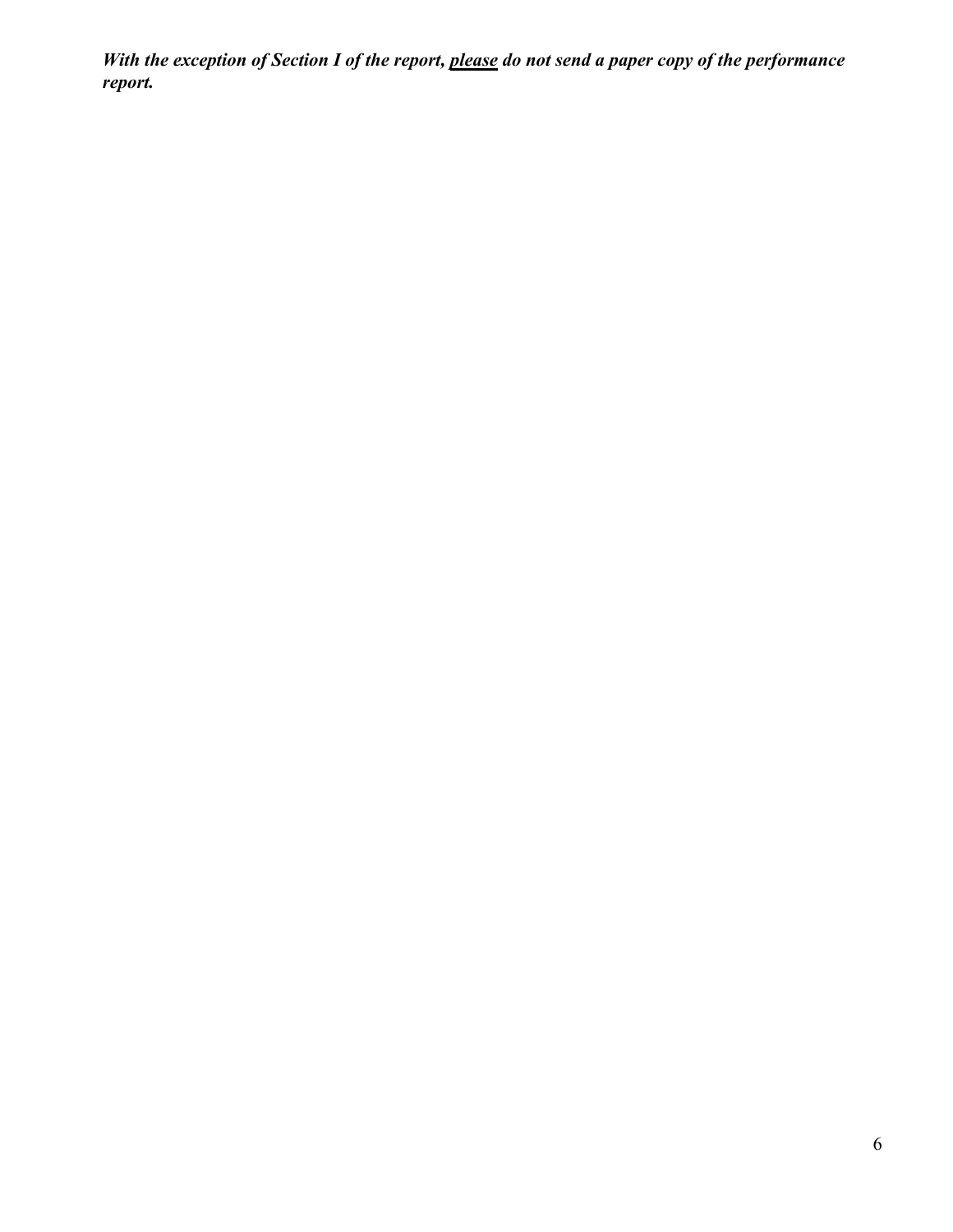***With the exception of Section I of the report, <u>please</u> do not send a paper copy of the performance report.***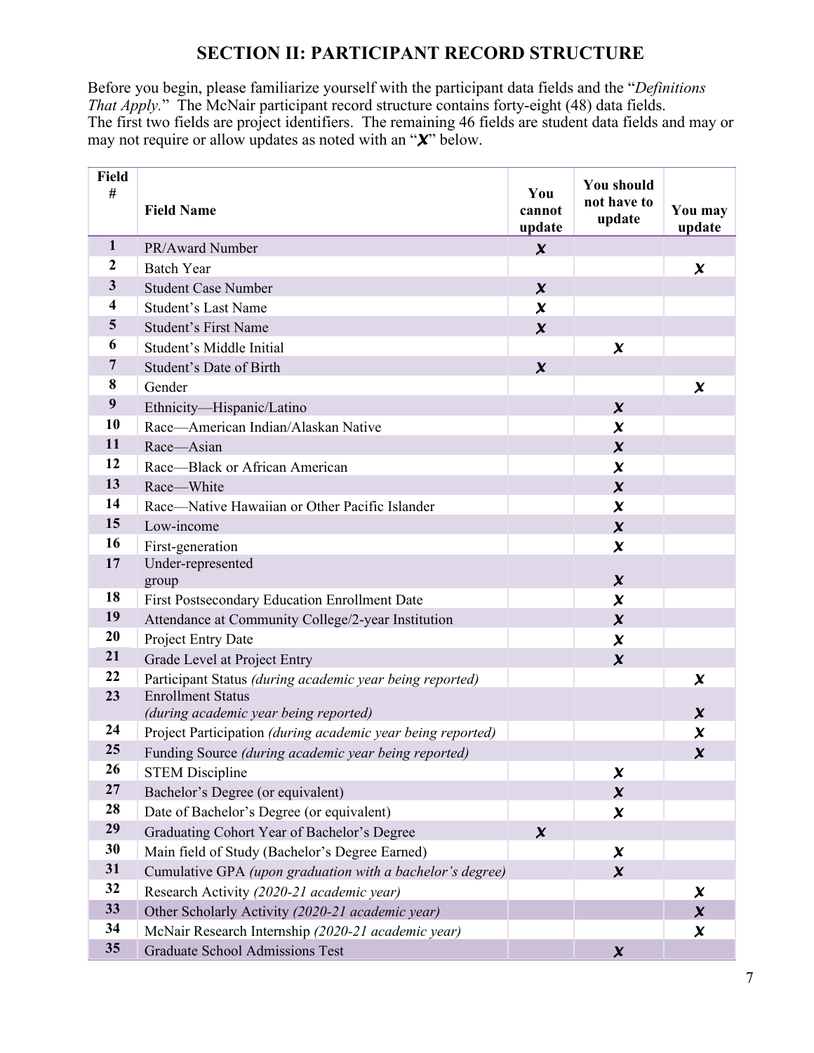## SECTION II: PARTICIPANT RECORD STRUCTURE

Before you begin, please familiarize yourself with the participant data fields and the "*Definitions That Apply*." The McNair participant record structure contains forty-eight (48) data fields. The first two fields are project identifiers. The remaining 46 fields are student data fields and may or may not require or allow updates as noted with an "**✗**" below.

| Field # | Field Name | You cannot update | You should not have to update | You may update |
|---|---|---|---|---|
| 1 | PR/Award Number | ✗ | | |
| 2 | Batch Year | | | ✗ |
| 3 | Student Case Number | ✗ | | |
| 4 | Student's Last Name | ✗ | | |
| 5 | Student's First Name | ✗ | | |
| 6 | Student's Middle Initial | | ✗ | |
| 7 | Student's Date of Birth | ✗ | | |
| 8 | Gender | | | ✗ |
| 9 | Ethnicity—Hispanic/Latino | | ✗ | |
| 10 | Race—American Indian/Alaskan Native | | ✗ | |
| 11 | Race—Asian | | ✗ | |
| 12 | Race—Black or African American | | ✗ | |
| 13 | Race—White | | ✗ | |
| 14 | Race—Native Hawaiian or Other Pacific Islander | | ✗ | |
| 15 | Low-income | | ✗ | |
| 16 | First-generation | | ✗ | |
| 17 | Under-represented group | | ✗ | |
| 18 | First Postsecondary Education Enrollment Date | | ✗ | |
| 19 | Attendance at Community College/2-year Institution | | ✗ | |
| 20 | Project Entry Date | | ✗ | |
| 21 | Grade Level at Project Entry | | ✗ | |
| 22 | Participant Status *(during academic year being reported)* | | | ✗ |
| 23 | Enrollment Status *(during academic year being reported)* | | | ✗ |
| 24 | Project Participation *(during academic year being reported)* | | | ✗ |
| 25 | Funding Source *(during academic year being reported)* | | | ✗ |
| 26 | STEM Discipline | | ✗ | |
| 27 | Bachelor's Degree (or equivalent) | | ✗ | |
| 28 | Date of Bachelor's Degree (or equivalent) | | ✗ | |
| 29 | Graduating Cohort Year of Bachelor's Degree | ✗ | | |
| 30 | Main field of Study (Bachelor's Degree Earned) | | ✗ | |
| 31 | Cumulative GPA *(upon graduation with a bachelor's degree)* | | ✗ | |
| 32 | Research Activity *(2020-21 academic year)* | | | ✗ |
| 33 | Other Scholarly Activity *(2020-21 academic year)* | | | ✗ |
| 34 | McNair Research Internship *(2020-21 academic year)* | | | ✗ |
| 35 | Graduate School Admissions Test | | ✗ | |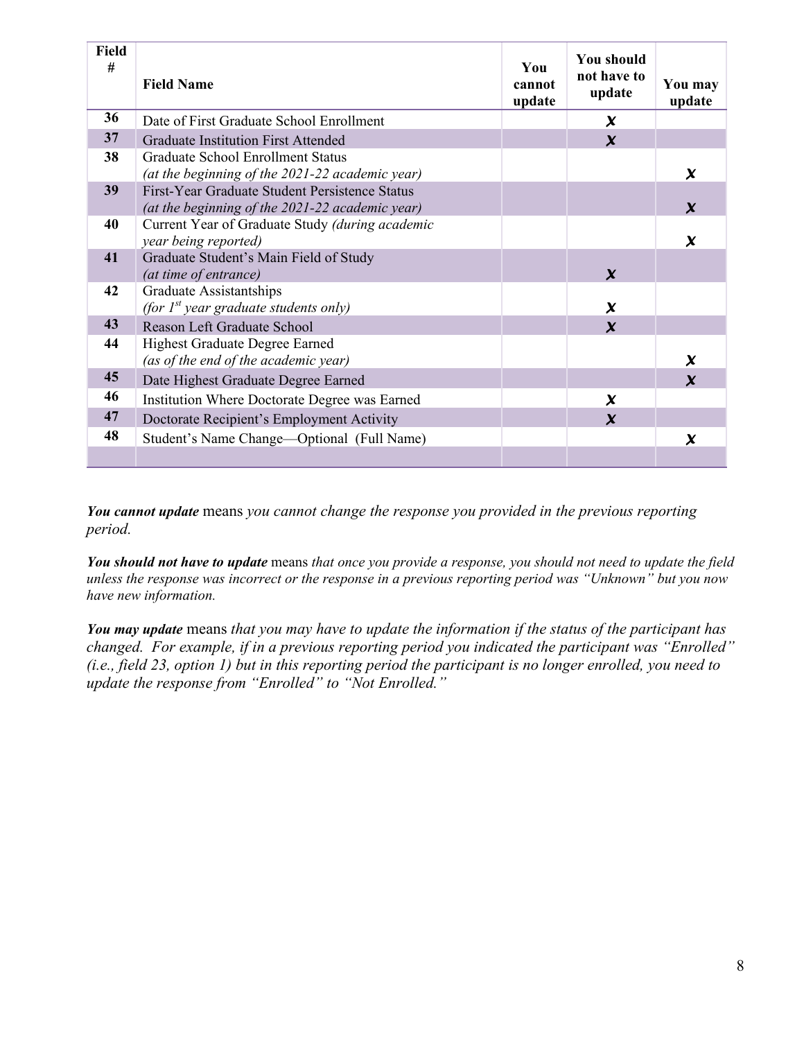| Field # | Field Name | You cannot update | You should not have to update | You may update |
|---|---|---|---|---|
| 36 | Date of First Graduate School Enrollment | | ✗ | |
| 37 | Graduate Institution First Attended | | ✗ | |
| 38 | Graduate School Enrollment Status *(at the beginning of the 2021-22 academic year)* | | | ✗ |
| 39 | First-Year Graduate Student Persistence Status *(at the beginning of the 2021-22 academic year)* | | | ✗ |
| 40 | Current Year of Graduate Study *(during academic year being reported)* | | | ✗ |
| 41 | Graduate Student's Main Field of Study *(at time of entrance)* | | ✗ | |
| 42 | Graduate Assistantships *(for 1st year graduate students only)* | | ✗ | |
| 43 | Reason Left Graduate School | | ✗ | |
| 44 | Highest Graduate Degree Earned *(as of the end of the academic year)* | | | ✗ |
| 45 | Date Highest Graduate Degree Earned | | | ✗ |
| 46 | Institution Where Doctorate Degree was Earned | | ✗ | |
| 47 | Doctorate Recipient's Employment Activity | | ✗ | |
| 48 | Student's Name Change—Optional (Full Name) | | | ✗ |
| | | | | |

***You cannot update*** means *you cannot change the response you provided in the previous reporting period.*

***You should not have to update*** means *that once you provide a response, you should not need to update the field unless the response was incorrect or the response in a previous reporting period was "Unknown" but you now have new information.*

***You may update*** means *that you may have to update the information if the status of the participant has changed. For example, if in a previous reporting period you indicated the participant was "Enrolled" (i.e., field 23, option 1) but in this reporting period the participant is no longer enrolled, you need to update the response from "Enrolled" to "Not Enrolled."*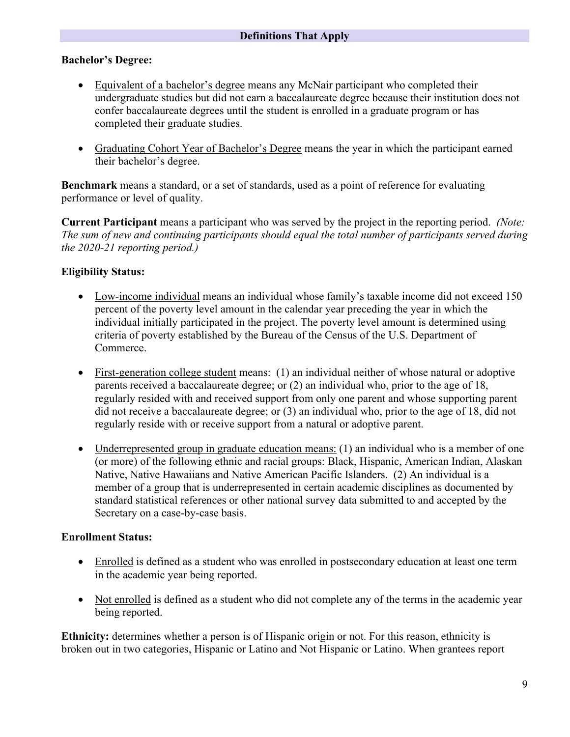## Definitions That Apply

**Bachelor's Degree:**

- Equivalent of a bachelor's degree means any McNair participant who completed their undergraduate studies but did not earn a baccalaureate degree because their institution does not confer baccalaureate degrees until the student is enrolled in a graduate program or has completed their graduate studies.
- Graduating Cohort Year of Bachelor's Degree means the year in which the participant earned their bachelor's degree.

**Benchmark** means a standard, or a set of standards, used as a point of reference for evaluating performance or level of quality.

**Current Participant** means a participant who was served by the project in the reporting period. *(Note: The sum of new and continuing participants should equal the total number of participants served during the 2020-21 reporting period.)*

**Eligibility Status:**

- Low-income individual means an individual whose family's taxable income did not exceed 150 percent of the poverty level amount in the calendar year preceding the year in which the individual initially participated in the project. The poverty level amount is determined using criteria of poverty established by the Bureau of the Census of the U.S. Department of Commerce.
- First-generation college student means: (1) an individual neither of whose natural or adoptive parents received a baccalaureate degree; or (2) an individual who, prior to the age of 18, regularly resided with and received support from only one parent and whose supporting parent did not receive a baccalaureate degree; or (3) an individual who, prior to the age of 18, did not regularly reside with or receive support from a natural or adoptive parent.
- Underrepresented group in graduate education means: (1) an individual who is a member of one (or more) of the following ethnic and racial groups: Black, Hispanic, American Indian, Alaskan Native, Native Hawaiians and Native American Pacific Islanders. (2) An individual is a member of a group that is underrepresented in certain academic disciplines as documented by standard statistical references or other national survey data submitted to and accepted by the Secretary on a case-by-case basis.

**Enrollment Status:**

- Enrolled is defined as a student who was enrolled in postsecondary education at least one term in the academic year being reported.
- Not enrolled is defined as a student who did not complete any of the terms in the academic year being reported.

**Ethnicity:** determines whether a person is of Hispanic origin or not. For this reason, ethnicity is broken out in two categories, Hispanic or Latino and Not Hispanic or Latino. When grantees report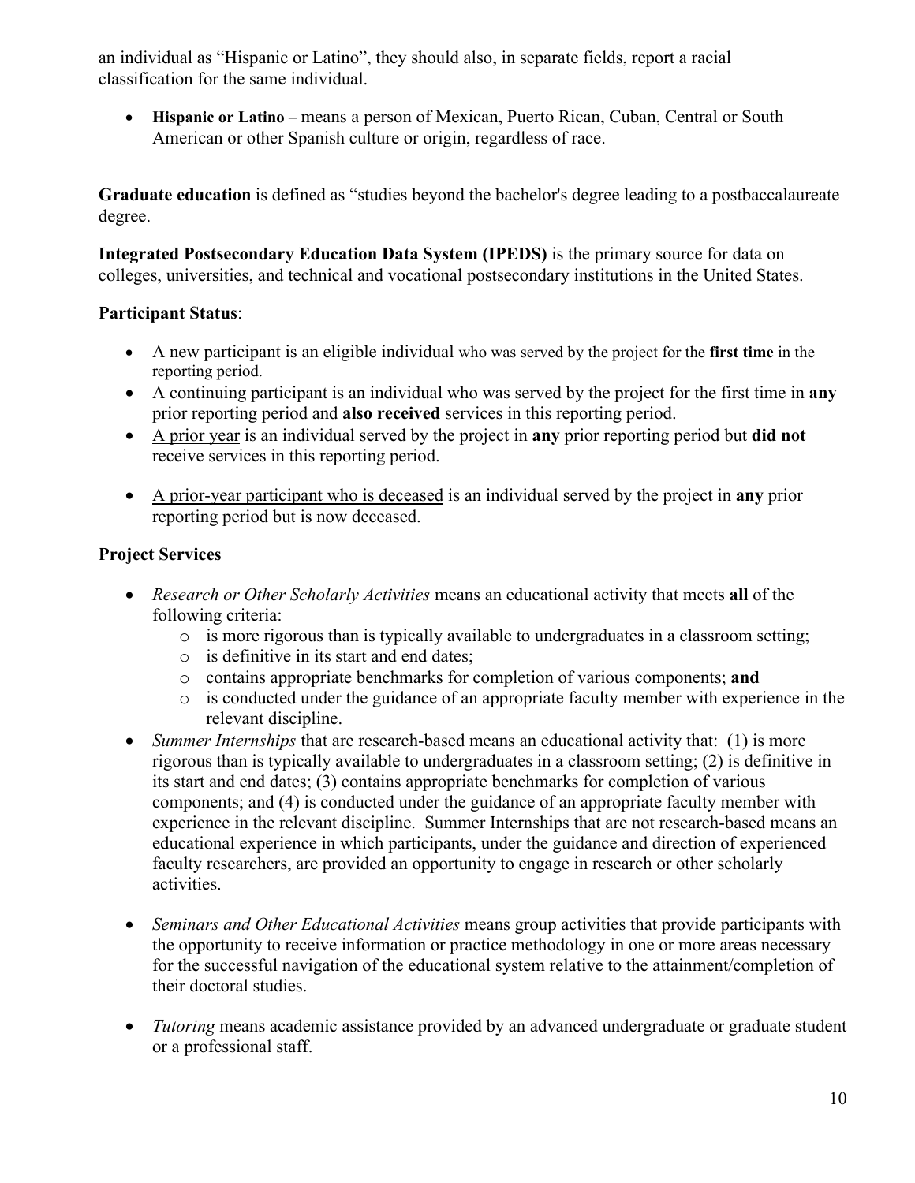an individual as "Hispanic or Latino", they should also, in separate fields, report a racial classification for the same individual.

- **Hispanic or Latino** – means a person of Mexican, Puerto Rican, Cuban, Central or South American or other Spanish culture or origin, regardless of race.

**Graduate education** is defined as "studies beyond the bachelor's degree leading to a postbaccalaureate degree.

**Integrated Postsecondary Education Data System (IPEDS)** is the primary source for data on colleges, universities, and technical and vocational postsecondary institutions in the United States.

**Participant Status**:

- <u>A new participant</u> is an eligible individual who was served by the project for the **first time** in the reporting period.
- <u>A continuing</u> participant is an individual who was served by the project for the first time in **any** prior reporting period and **also received** services in this reporting period.
- <u>A prior year</u> is an individual served by the project in **any** prior reporting period but **did not** receive services in this reporting period.
- <u>A prior-year participant who is deceased</u> is an individual served by the project in **any** prior reporting period but is now deceased.

**Project Services**

- *Research or Other Scholarly Activities* means an educational activity that meets **all** of the following criteria:
  - is more rigorous than is typically available to undergraduates in a classroom setting;
  - is definitive in its start and end dates;
  - contains appropriate benchmarks for completion of various components; **and**
  - is conducted under the guidance of an appropriate faculty member with experience in the relevant discipline.
- *Summer Internships* that are research-based means an educational activity that: (1) is more rigorous than is typically available to undergraduates in a classroom setting; (2) is definitive in its start and end dates; (3) contains appropriate benchmarks for completion of various components; and (4) is conducted under the guidance of an appropriate faculty member with experience in the relevant discipline. Summer Internships that are not research-based means an educational experience in which participants, under the guidance and direction of experienced faculty researchers, are provided an opportunity to engage in research or other scholarly activities.
- *Seminars and Other Educational Activities* means group activities that provide participants with the opportunity to receive information or practice methodology in one or more areas necessary for the successful navigation of the educational system relative to the attainment/completion of their doctoral studies.
- *Tutoring* means academic assistance provided by an advanced undergraduate or graduate student or a professional staff.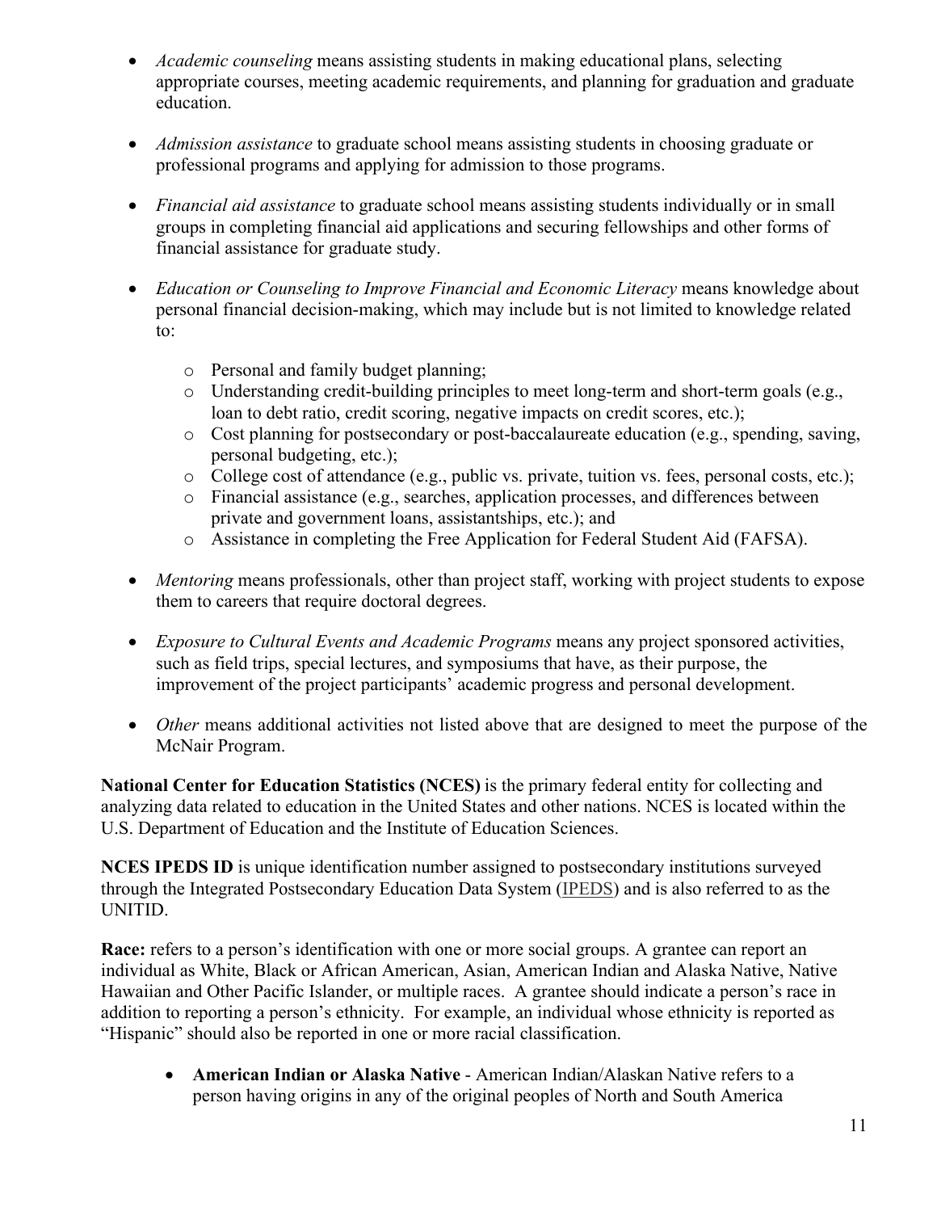- *Academic counseling* means assisting students in making educational plans, selecting appropriate courses, meeting academic requirements, and planning for graduation and graduate education.

- *Admission assistance* to graduate school means assisting students in choosing graduate or professional programs and applying for admission to those programs.

- *Financial aid assistance* to graduate school means assisting students individually or in small groups in completing financial aid applications and securing fellowships and other forms of financial assistance for graduate study.

- *Education or Counseling to Improve Financial and Economic Literacy* means knowledge about personal financial decision-making, which may include but is not limited to knowledge related to:

    - Personal and family budget planning;
    - Understanding credit-building principles to meet long-term and short-term goals (e.g., loan to debt ratio, credit scoring, negative impacts on credit scores, etc.);
    - Cost planning for postsecondary or post-baccalaureate education (e.g., spending, saving, personal budgeting, etc.);
    - College cost of attendance (e.g., public vs. private, tuition vs. fees, personal costs, etc.);
    - Financial assistance (e.g., searches, application processes, and differences between private and government loans, assistantships, etc.); and
    - Assistance in completing the Free Application for Federal Student Aid (FAFSA).

- *Mentoring* means professionals, other than project staff, working with project students to expose them to careers that require doctoral degrees.

- *Exposure to Cultural Events and Academic Programs* means any project sponsored activities, such as field trips, special lectures, and symposiums that have, as their purpose, the improvement of the project participants' academic progress and personal development.

- *Other* means additional activities not listed above that are designed to meet the purpose of the McNair Program.

**National Center for Education Statistics (NCES)** is the primary federal entity for collecting and analyzing data related to education in the United States and other nations. NCES is located within the U.S. Department of Education and the Institute of Education Sciences.

**NCES IPEDS ID** is unique identification number assigned to postsecondary institutions surveyed through the Integrated Postsecondary Education Data System (IPEDS) and is also referred to as the UNITID.

**Race:** refers to a person's identification with one or more social groups. A grantee can report an individual as White, Black or African American, Asian, American Indian and Alaska Native, Native Hawaiian and Other Pacific Islander, or multiple races. A grantee should indicate a person's race in addition to reporting a person's ethnicity. For example, an individual whose ethnicity is reported as "Hispanic" should also be reported in one or more racial classification.

- **American Indian or Alaska Native** - American Indian/Alaskan Native refers to a person having origins in any of the original peoples of North and South America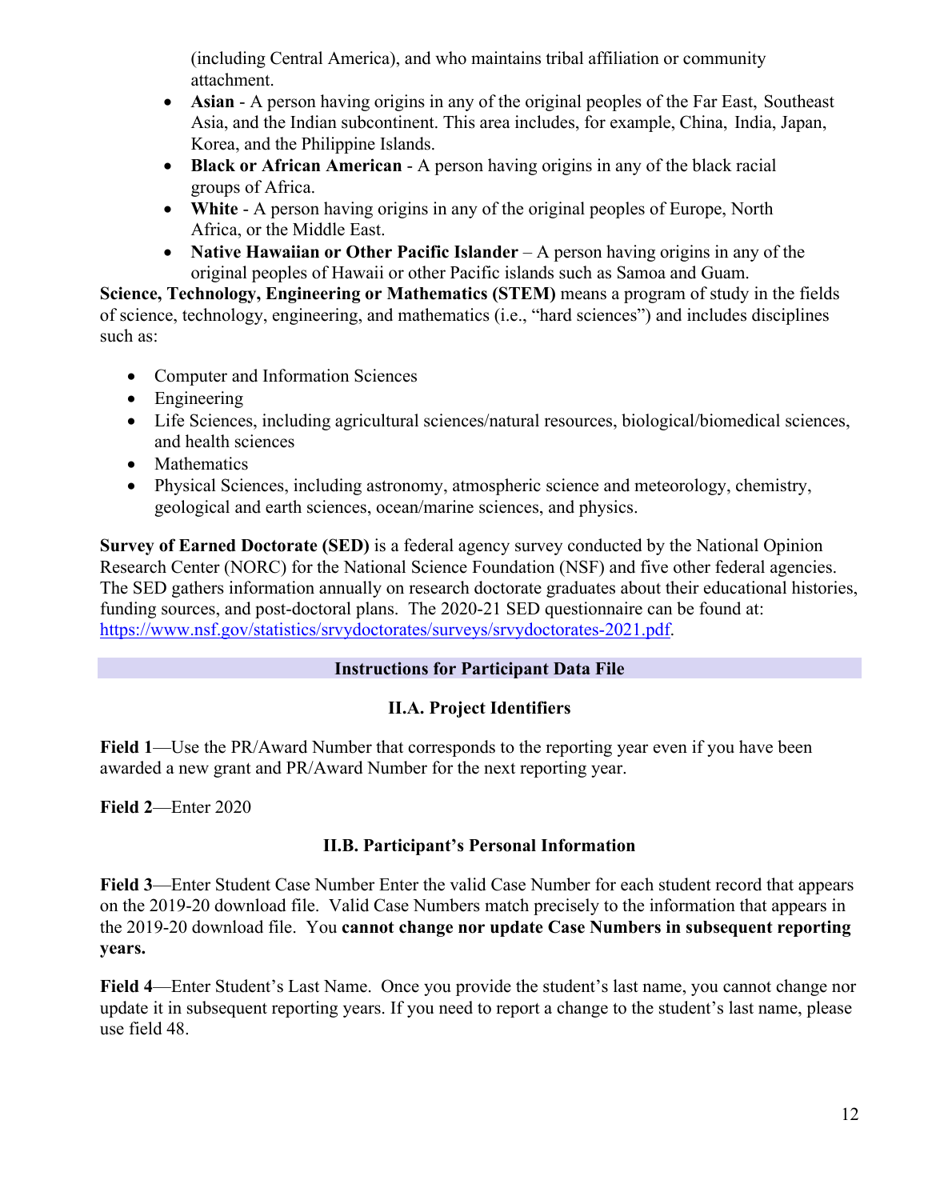(including Central America), and who maintains tribal affiliation or community attachment.

- **Asian** - A person having origins in any of the original peoples of the Far East, Southeast Asia, and the Indian subcontinent. This area includes, for example, China, India, Japan, Korea, and the Philippine Islands.
- **Black or African American** - A person having origins in any of the black racial groups of Africa.
- **White** - A person having origins in any of the original peoples of Europe, North Africa, or the Middle East.
- **Native Hawaiian or Other Pacific Islander** – A person having origins in any of the original peoples of Hawaii or other Pacific islands such as Samoa and Guam.

**Science, Technology, Engineering or Mathematics (STEM)** means a program of study in the fields of science, technology, engineering, and mathematics (i.e., "hard sciences") and includes disciplines such as:

- Computer and Information Sciences
- Engineering
- Life Sciences, including agricultural sciences/natural resources, biological/biomedical sciences, and health sciences
- Mathematics
- Physical Sciences, including astronomy, atmospheric science and meteorology, chemistry, geological and earth sciences, ocean/marine sciences, and physics.

**Survey of Earned Doctorate (SED)** is a federal agency survey conducted by the National Opinion Research Center (NORC) for the National Science Foundation (NSF) and five other federal agencies. The SED gathers information annually on research doctorate graduates about their educational histories, funding sources, and post-doctoral plans. The 2020-21 SED questionnaire can be found at: https://www.nsf.gov/statistics/srvydoctorates/surveys/srvydoctorates-2021.pdf.

## Instructions for Participant Data File

### II.A. Project Identifiers

**Field 1**—Use the PR/Award Number that corresponds to the reporting year even if you have been awarded a new grant and PR/Award Number for the next reporting year.

**Field 2**—Enter 2020

### II.B. Participant's Personal Information

**Field 3**—Enter Student Case Number Enter the valid Case Number for each student record that appears on the 2019-20 download file. Valid Case Numbers match precisely to the information that appears in the 2019-20 download file. You **cannot change nor update Case Numbers in subsequent reporting years.**

**Field 4**—Enter Student's Last Name. Once you provide the student's last name, you cannot change nor update it in subsequent reporting years. If you need to report a change to the student's last name, please use field 48.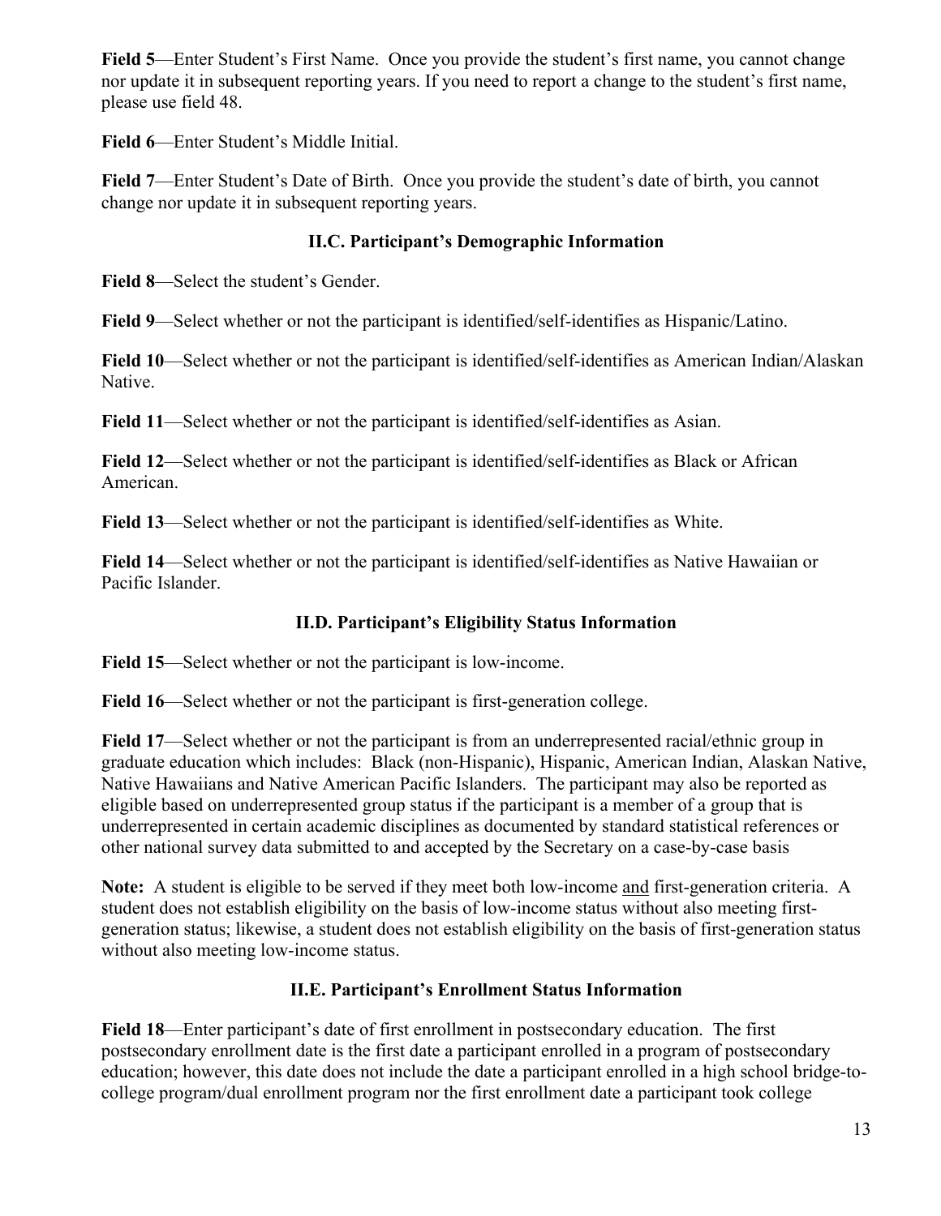**Field 5**—Enter Student's First Name. Once you provide the student's first name, you cannot change nor update it in subsequent reporting years. If you need to report a change to the student's first name, please use field 48.

**Field 6**—Enter Student's Middle Initial.

**Field 7**—Enter Student's Date of Birth. Once you provide the student's date of birth, you cannot change nor update it in subsequent reporting years.

### II.C. Participant's Demographic Information

**Field 8**—Select the student's Gender.

**Field 9**—Select whether or not the participant is identified/self-identifies as Hispanic/Latino.

**Field 10**—Select whether or not the participant is identified/self-identifies as American Indian/Alaskan Native.

**Field 11**—Select whether or not the participant is identified/self-identifies as Asian.

**Field 12**—Select whether or not the participant is identified/self-identifies as Black or African American.

**Field 13**—Select whether or not the participant is identified/self-identifies as White.

**Field 14**—Select whether or not the participant is identified/self-identifies as Native Hawaiian or Pacific Islander.

### II.D. Participant's Eligibility Status Information

**Field 15**—Select whether or not the participant is low-income.

**Field 16**—Select whether or not the participant is first-generation college.

**Field 17**—Select whether or not the participant is from an underrepresented racial/ethnic group in graduate education which includes: Black (non-Hispanic), Hispanic, American Indian, Alaskan Native, Native Hawaiians and Native American Pacific Islanders. The participant may also be reported as eligible based on underrepresented group status if the participant is a member of a group that is underrepresented in certain academic disciplines as documented by standard statistical references or other national survey data submitted to and accepted by the Secretary on a case-by-case basis

**Note:** A student is eligible to be served if they meet both low-income <u>and</u> first-generation criteria. A student does not establish eligibility on the basis of low-income status without also meeting first-generation status; likewise, a student does not establish eligibility on the basis of first-generation status without also meeting low-income status.

### II.E. Participant's Enrollment Status Information

**Field 18**—Enter participant's date of first enrollment in postsecondary education. The first postsecondary enrollment date is the first date a participant enrolled in a program of postsecondary education; however, this date does not include the date a participant enrolled in a high school bridge-to-college program/dual enrollment program nor the first enrollment date a participant took college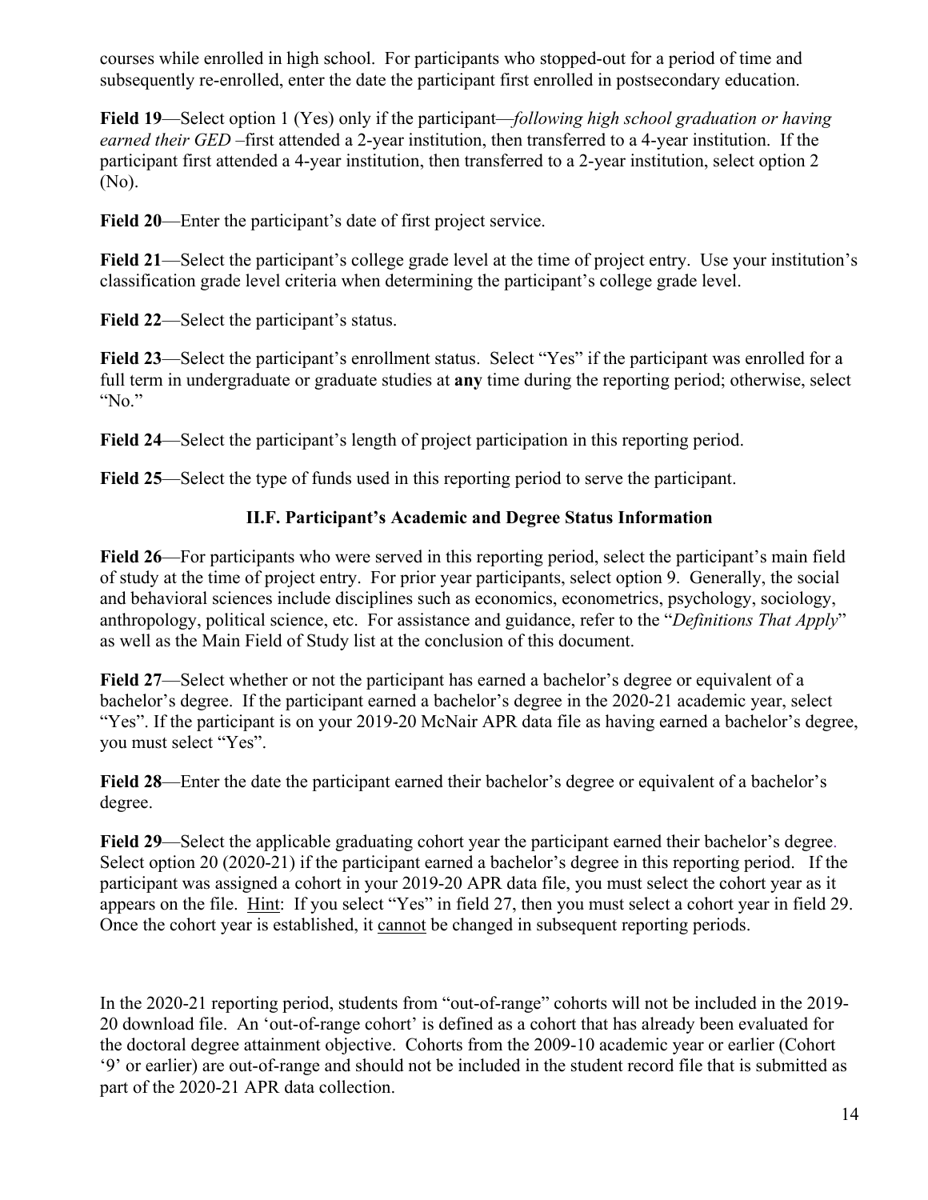courses while enrolled in high school. For participants who stopped-out for a period of time and subsequently re-enrolled, enter the date the participant first enrolled in postsecondary education.

**Field 19**—Select option 1 (Yes) only if the participant—*following high school graduation or having earned their GED* –first attended a 2-year institution, then transferred to a 4-year institution. If the participant first attended a 4-year institution, then transferred to a 2-year institution, select option 2 (No).

**Field 20**—Enter the participant's date of first project service.

**Field 21**—Select the participant's college grade level at the time of project entry. Use your institution's classification grade level criteria when determining the participant's college grade level.

**Field 22**—Select the participant's status.

**Field 23**—Select the participant's enrollment status. Select "Yes" if the participant was enrolled for a full term in undergraduate or graduate studies at **any** time during the reporting period; otherwise, select "No."

**Field 24**—Select the participant's length of project participation in this reporting period.

**Field 25**—Select the type of funds used in this reporting period to serve the participant.

### II.F. Participant's Academic and Degree Status Information

**Field 26**—For participants who were served in this reporting period, select the participant's main field of study at the time of project entry. For prior year participants, select option 9. Generally, the social and behavioral sciences include disciplines such as economics, econometrics, psychology, sociology, anthropology, political science, etc. For assistance and guidance, refer to the "*Definitions That Apply*" as well as the Main Field of Study list at the conclusion of this document.

**Field 27**—Select whether or not the participant has earned a bachelor's degree or equivalent of a bachelor's degree. If the participant earned a bachelor's degree in the 2020-21 academic year, select "Yes". If the participant is on your 2019-20 McNair APR data file as having earned a bachelor's degree, you must select "Yes".

**Field 28**—Enter the date the participant earned their bachelor's degree or equivalent of a bachelor's degree.

**Field 29**—Select the applicable graduating cohort year the participant earned their bachelor's degree. Select option 20 (2020-21) if the participant earned a bachelor's degree in this reporting period. If the participant was assigned a cohort in your 2019-20 APR data file, you must select the cohort year as it appears on the file. Hint: If you select "Yes" in field 27, then you must select a cohort year in field 29. Once the cohort year is established, it cannot be changed in subsequent reporting periods.

In the 2020-21 reporting period, students from "out-of-range" cohorts will not be included in the 2019-20 download file. An 'out-of-range cohort' is defined as a cohort that has already been evaluated for the doctoral degree attainment objective. Cohorts from the 2009-10 academic year or earlier (Cohort '9' or earlier) are out-of-range and should not be included in the student record file that is submitted as part of the 2020-21 APR data collection.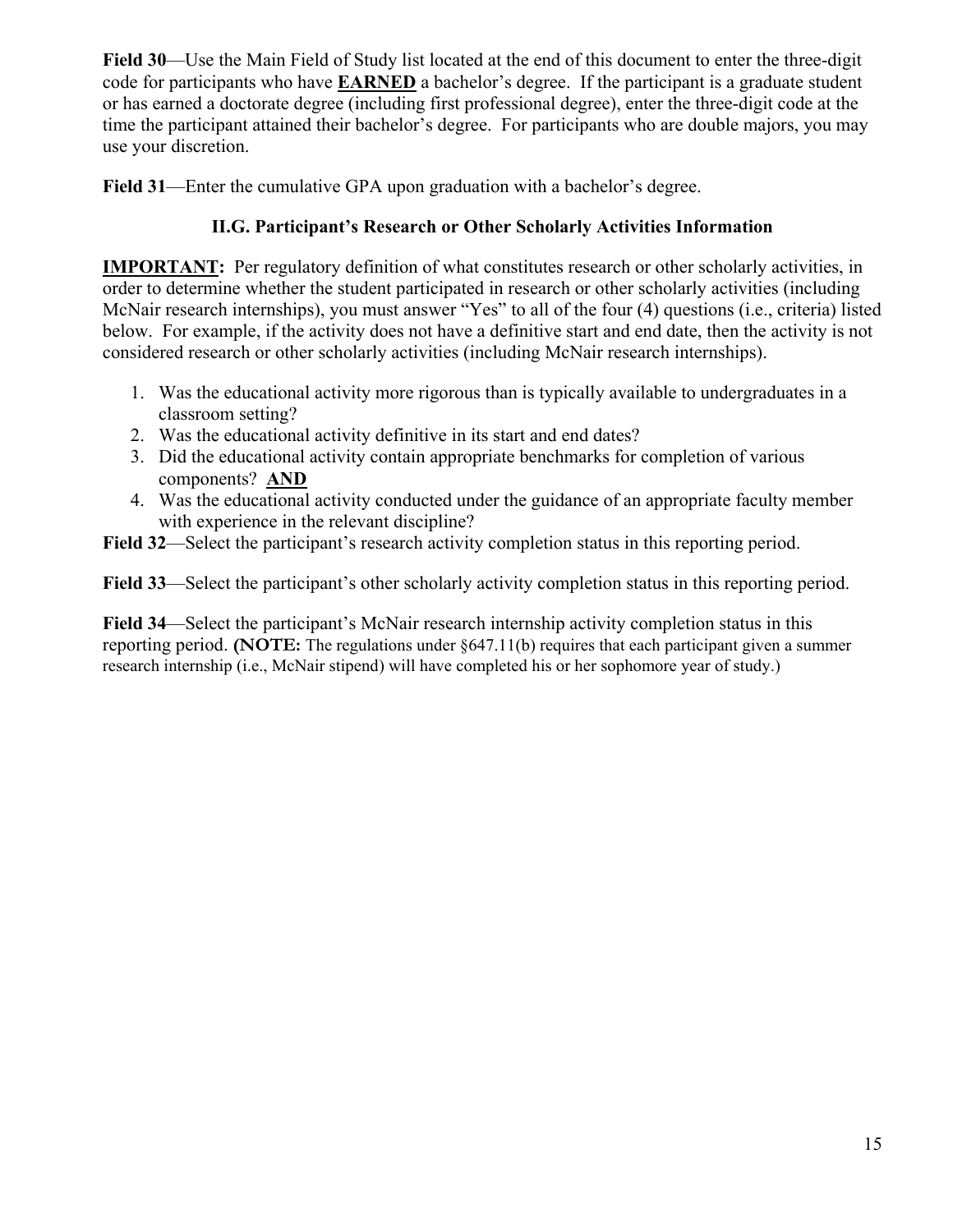**Field 30**—Use the Main Field of Study list located at the end of this document to enter the three-digit code for participants who have **EARNED** a bachelor's degree. If the participant is a graduate student or has earned a doctorate degree (including first professional degree), enter the three-digit code at the time the participant attained their bachelor's degree. For participants who are double majors, you may use your discretion.

**Field 31**—Enter the cumulative GPA upon graduation with a bachelor's degree.

### II.G. Participant's Research or Other Scholarly Activities Information

**IMPORTANT:** Per regulatory definition of what constitutes research or other scholarly activities, in order to determine whether the student participated in research or other scholarly activities (including McNair research internships), you must answer "Yes" to all of the four (4) questions (i.e., criteria) listed below. For example, if the activity does not have a definitive start and end date, then the activity is not considered research or other scholarly activities (including McNair research internships).

1. Was the educational activity more rigorous than is typically available to undergraduates in a classroom setting?
2. Was the educational activity definitive in its start and end dates?
3. Did the educational activity contain appropriate benchmarks for completion of various components? **AND**
4. Was the educational activity conducted under the guidance of an appropriate faculty member with experience in the relevant discipline?

**Field 32**—Select the participant's research activity completion status in this reporting period.

**Field 33**—Select the participant's other scholarly activity completion status in this reporting period.

**Field 34**—Select the participant's McNair research internship activity completion status in this reporting period. **(NOTE:** The regulations under §647.11(b) requires that each participant given a summer research internship (i.e., McNair stipend) will have completed his or her sophomore year of study.)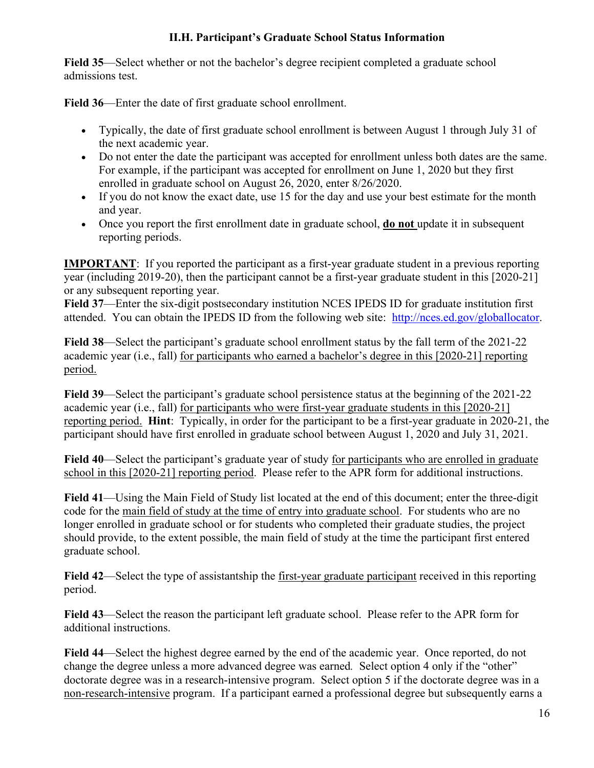### II.H. Participant's Graduate School Status Information

**Field 35**—Select whether or not the bachelor's degree recipient completed a graduate school admissions test.

**Field 36**—Enter the date of first graduate school enrollment.

- Typically, the date of first graduate school enrollment is between August 1 through July 31 of the next academic year.
- Do not enter the date the participant was accepted for enrollment unless both dates are the same. For example, if the participant was accepted for enrollment on June 1, 2020 but they first enrolled in graduate school on August 26, 2020, enter 8/26/2020.
- If you do not know the exact date, use 15 for the day and use your best estimate for the month and year.
- Once you report the first enrollment date in graduate school, **do not** update it in subsequent reporting periods.

**IMPORTANT**: If you reported the participant as a first-year graduate student in a previous reporting year (including 2019-20), then the participant cannot be a first-year graduate student in this [2020-21] or any subsequent reporting year.

**Field 37**—Enter the six-digit postsecondary institution NCES IPEDS ID for graduate institution first attended. You can obtain the IPEDS ID from the following web site: http://nces.ed.gov/globallocator.

**Field 38**—Select the participant's graduate school enrollment status by the fall term of the 2021-22 academic year (i.e., fall) for participants who earned a bachelor's degree in this [2020-21] reporting period.

**Field 39**—Select the participant's graduate school persistence status at the beginning of the 2021-22 academic year (i.e., fall) for participants who were first-year graduate students in this [2020-21] reporting period. **Hint**: Typically, in order for the participant to be a first-year graduate in 2020-21, the participant should have first enrolled in graduate school between August 1, 2020 and July 31, 2021.

**Field 40**—Select the participant's graduate year of study for participants who are enrolled in graduate school in this [2020-21] reporting period. Please refer to the APR form for additional instructions.

**Field 41**—Using the Main Field of Study list located at the end of this document; enter the three-digit code for the main field of study at the time of entry into graduate school. For students who are no longer enrolled in graduate school or for students who completed their graduate studies, the project should provide, to the extent possible, the main field of study at the time the participant first entered graduate school.

**Field 42**—Select the type of assistantship the first-year graduate participant received in this reporting period.

**Field 43**—Select the reason the participant left graduate school. Please refer to the APR form for additional instructions.

**Field 44**—Select the highest degree earned by the end of the academic year. Once reported, do not change the degree unless a more advanced degree was earned. Select option 4 only if the "other" doctorate degree was in a research-intensive program. Select option 5 if the doctorate degree was in a non-research-intensive program. If a participant earned a professional degree but subsequently earns a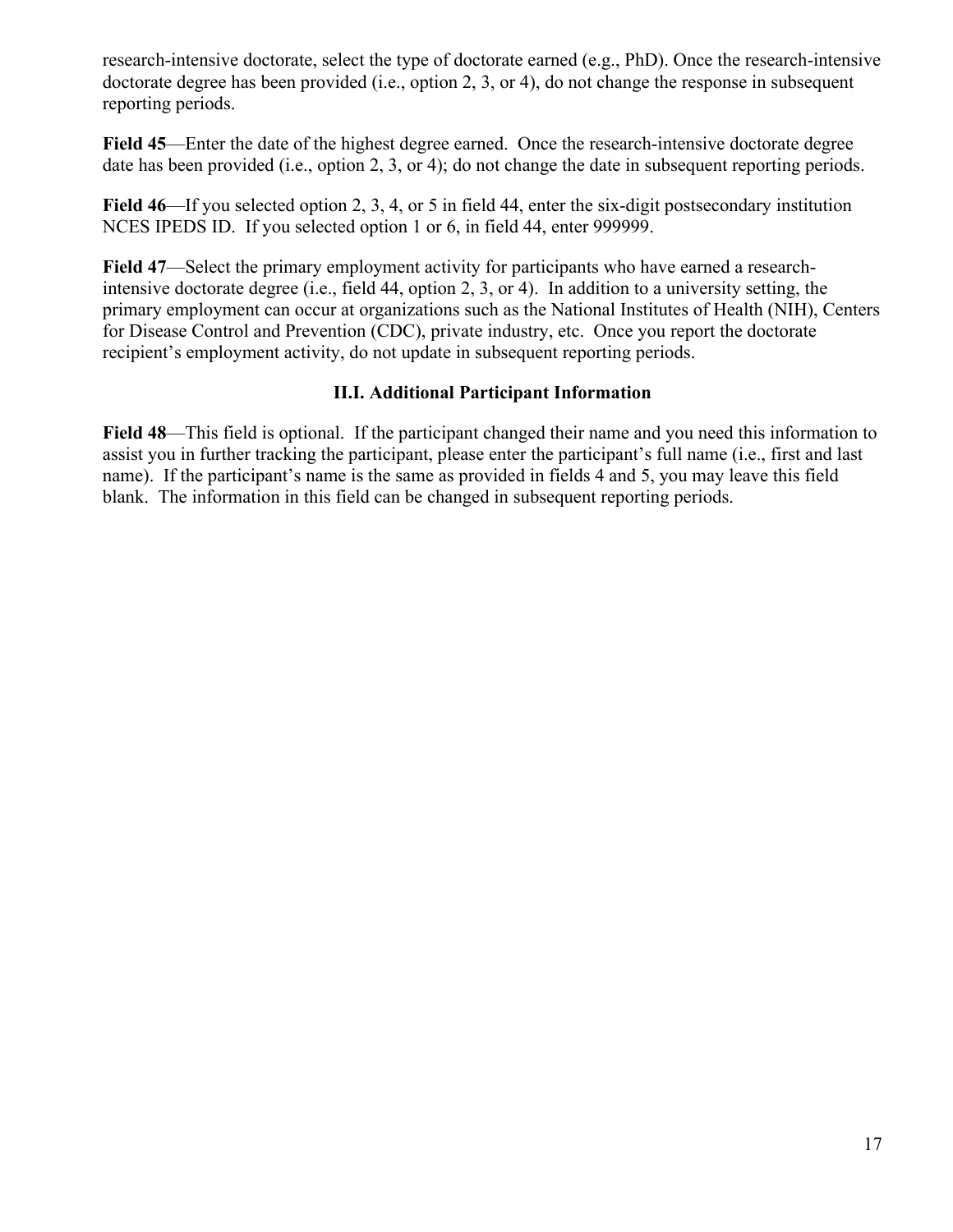research-intensive doctorate, select the type of doctorate earned (e.g., PhD). Once the research-intensive doctorate degree has been provided (i.e., option 2, 3, or 4), do not change the response in subsequent reporting periods.

**Field 45**—Enter the date of the highest degree earned. Once the research-intensive doctorate degree date has been provided (i.e., option 2, 3, or 4); do not change the date in subsequent reporting periods.

**Field 46**—If you selected option 2, 3, 4, or 5 in field 44, enter the six-digit postsecondary institution NCES IPEDS ID. If you selected option 1 or 6, in field 44, enter 999999.

**Field 47**—Select the primary employment activity for participants who have earned a research-intensive doctorate degree (i.e., field 44, option 2, 3, or 4). In addition to a university setting, the primary employment can occur at organizations such as the National Institutes of Health (NIH), Centers for Disease Control and Prevention (CDC), private industry, etc. Once you report the doctorate recipient's employment activity, do not update in subsequent reporting periods.

### II.I. Additional Participant Information

**Field 48**—This field is optional. If the participant changed their name and you need this information to assist you in further tracking the participant, please enter the participant's full name (i.e., first and last name). If the participant's name is the same as provided in fields 4 and 5, you may leave this field blank. The information in this field can be changed in subsequent reporting periods.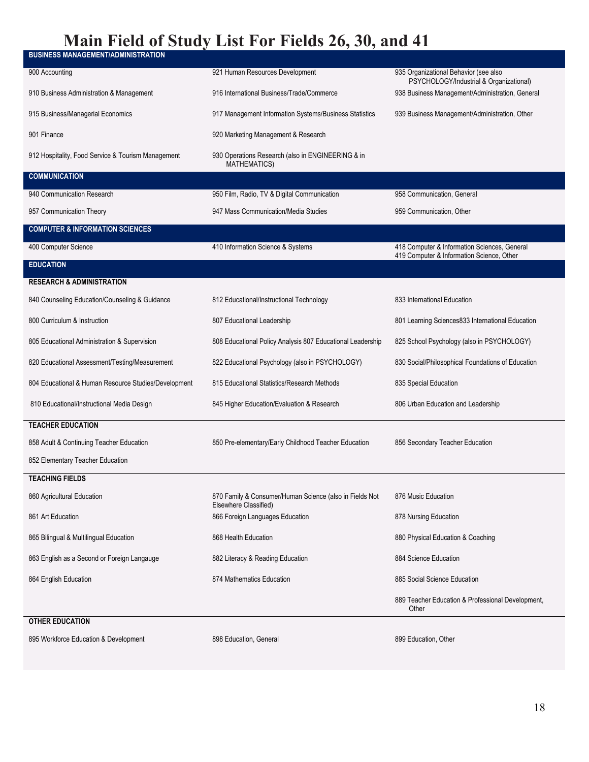# Main Field of Study List For Fields 26, 30, and 41

## BUSINESS MANAGEMENT/ADMINISTRATION

| | | |
|---|---|---|
| 900 Accounting | 921 Human Resources Development | 935 Organizational Behavior (see also PSYCHOLOGY/Industrial & Organizational) |
| 910 Business Administration & Management | 916 International Business/Trade/Commerce | 938 Business Management/Administration, General |
| 915 Business/Managerial Economics | 917 Management Information Systems/Business Statistics | 939 Business Management/Administration, Other |
| 901 Finance | 920 Marketing Management & Research | |
| 912 Hospitality, Food Service & Tourism Management | 930 Operations Research (also in ENGINEERING & in MATHEMATICS) | |

## COMMUNICATION

| | | |
|---|---|---|
| 940 Communication Research | 950 Film, Radio, TV & Digital Communication | 958 Communication, General |
| 957 Communication Theory | 947 Mass Communication/Media Studies | 959 Communication, Other |

## COMPUTER & INFORMATION SCIENCES

| | | |
|---|---|---|
| 400 Computer Science | 410 Information Science & Systems | 418 Computer & Information Sciences, General<br>419 Computer & Information Science, Other |

## EDUCATION

### RESEARCH & ADMINISTRATION

| | | |
|---|---|---|
| 840 Counseling Education/Counseling & Guidance | 812 Educational/Instructional Technology | 833 International Education |
| 800 Curriculum & Instruction | 807 Educational Leadership | 801 Learning Sciences833 International Education |
| 805 Educational Administration & Supervision | 808 Educational Policy Analysis 807 Educational Leadership | 825 School Psychology (also in PSYCHOLOGY) |
| 820 Educational Assessment/Testing/Measurement | 822 Educational Psychology (also in PSYCHOLOGY) | 830 Social/Philosophical Foundations of Education |
| 804 Educational & Human Resource Studies/Development | 815 Educational Statistics/Research Methods | 835 Special Education |
| 810 Educational/Instructional Media Design | 845 Higher Education/Evaluation & Research | 806 Urban Education and Leadership |

### TEACHER EDUCATION

| | | |
|---|---|---|
| 858 Adult & Continuing Teacher Education | 850 Pre-elementary/Early Childhood Teacher Education | 856 Secondary Teacher Education |
| 852 Elementary Teacher Education | | |

### TEACHING FIELDS

| | | |
|---|---|---|
| 860 Agricultural Education | 870 Family & Consumer/Human Science (also in Fields Not Elsewhere Classified) | 876 Music Education |
| 861 Art Education | 866 Foreign Languages Education | 878 Nursing Education |
| 865 Bilingual & Multilingual Education | 868 Health Education | 880 Physical Education & Coaching |
| 863 English as a Second or Foreign Langauge | 882 Literacy & Reading Education | 884 Science Education |
| 864 English Education | 874 Mathematics Education | 885 Social Science Education |
| | | 889 Teacher Education & Professional Development, Other |

### OTHER EDUCATION

| | | |
|---|---|---|
| 895 Workforce Education & Development | 898 Education, General | 899 Education, Other |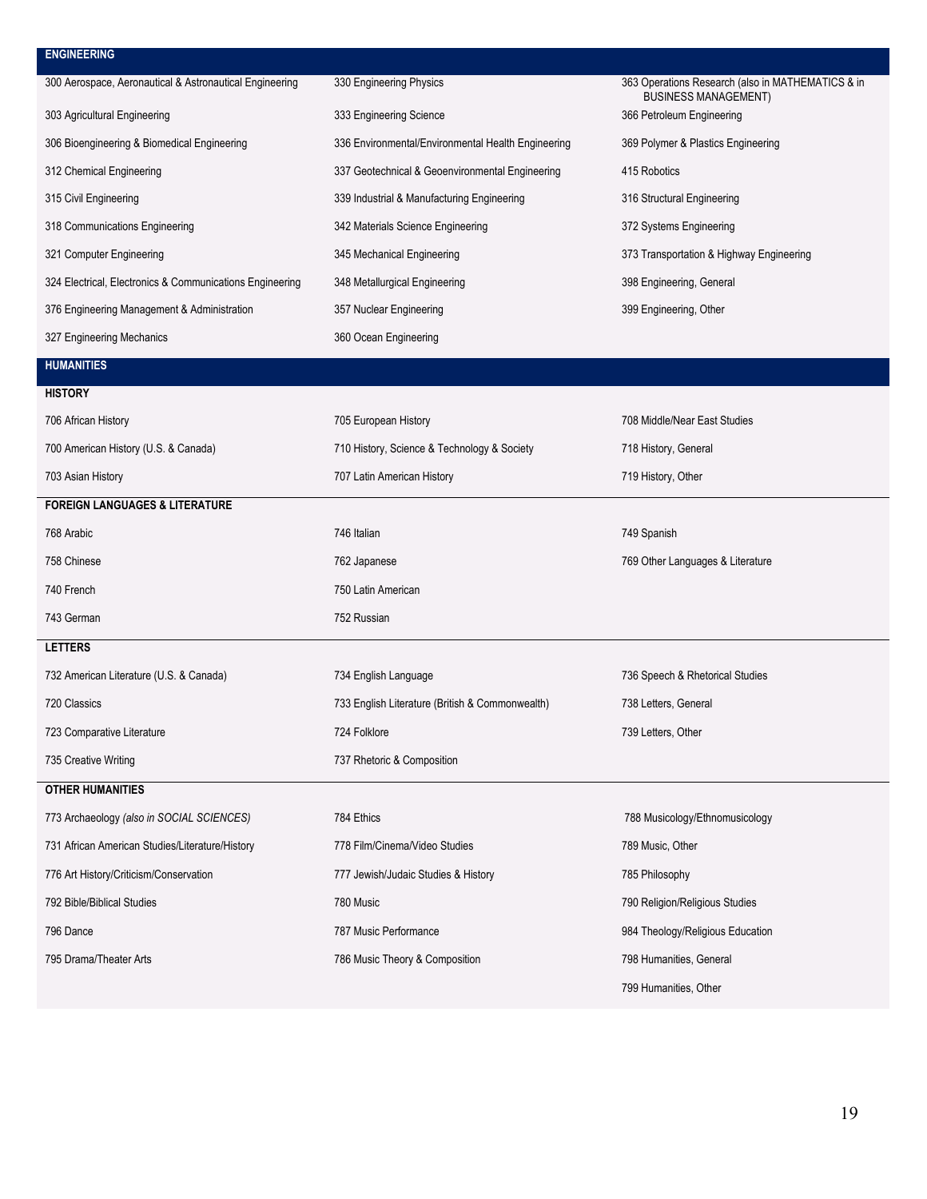## ENGINEERING

| | | |
|---|---|---|
| 300 Aerospace, Aeronautical & Astronautical Engineering | 330 Engineering Physics | 363 Operations Research (also in MATHEMATICS & in BUSINESS MANAGEMENT) |
| 303 Agricultural Engineering | 333 Engineering Science | 366 Petroleum Engineering |
| 306 Bioengineering & Biomedical Engineering | 336 Environmental/Environmental Health Engineering | 369 Polymer & Plastics Engineering |
| 312 Chemical Engineering | 337 Geotechnical & Geoenvironmental Engineering | 415 Robotics |
| 315 Civil Engineering | 339 Industrial & Manufacturing Engineering | 316 Structural Engineering |
| 318 Communications Engineering | 342 Materials Science Engineering | 372 Systems Engineering |
| 321 Computer Engineering | 345 Mechanical Engineering | 373 Transportation & Highway Engineering |
| 324 Electrical, Electronics & Communications Engineering | 348 Metallurgical Engineering | 398 Engineering, General |
| 376 Engineering Management & Administration | 357 Nuclear Engineering | 399 Engineering, Other |
| 327 Engineering Mechanics | 360 Ocean Engineering | |

## HUMANITIES

### HISTORY

| | | |
|---|---|---|
| 706 African History | 705 European History | 708 Middle/Near East Studies |
| 700 American History (U.S. & Canada) | 710 History, Science & Technology & Society | 718 History, General |
| 703 Asian History | 707 Latin American History | 719 History, Other |

### FOREIGN LANGUAGES & LITERATURE

| | | |
|---|---|---|
| 768 Arabic | 746 Italian | 749 Spanish |
| 758 Chinese | 762 Japanese | 769 Other Languages & Literature |
| 740 French | 750 Latin American | |
| 743 German | 752 Russian | |

### LETTERS

| | | |
|---|---|---|
| 732 American Literature (U.S. & Canada) | 734 English Language | 736 Speech & Rhetorical Studies |
| 720 Classics | 733 English Literature (British & Commonwealth) | 738 Letters, General |
| 723 Comparative Literature | 724 Folklore | 739 Letters, Other |
| 735 Creative Writing | 737 Rhetoric & Composition | |

### OTHER HUMANITIES

| | | |
|---|---|---|
| 773 Archaeology *(also in SOCIAL SCIENCES)* | 784 Ethics | 788 Musicology/Ethnomusicology |
| 731 African American Studies/Literature/History | 778 Film/Cinema/Video Studies | 789 Music, Other |
| 776 Art History/Criticism/Conservation | 777 Jewish/Judaic Studies & History | 785 Philosophy |
| 792 Bible/Biblical Studies | 780 Music | 790 Religion/Religious Studies |
| 796 Dance | 787 Music Performance | 984 Theology/Religious Education |
| 795 Drama/Theater Arts | 786 Music Theory & Composition | 798 Humanities, General |
| | | 799 Humanities, Other |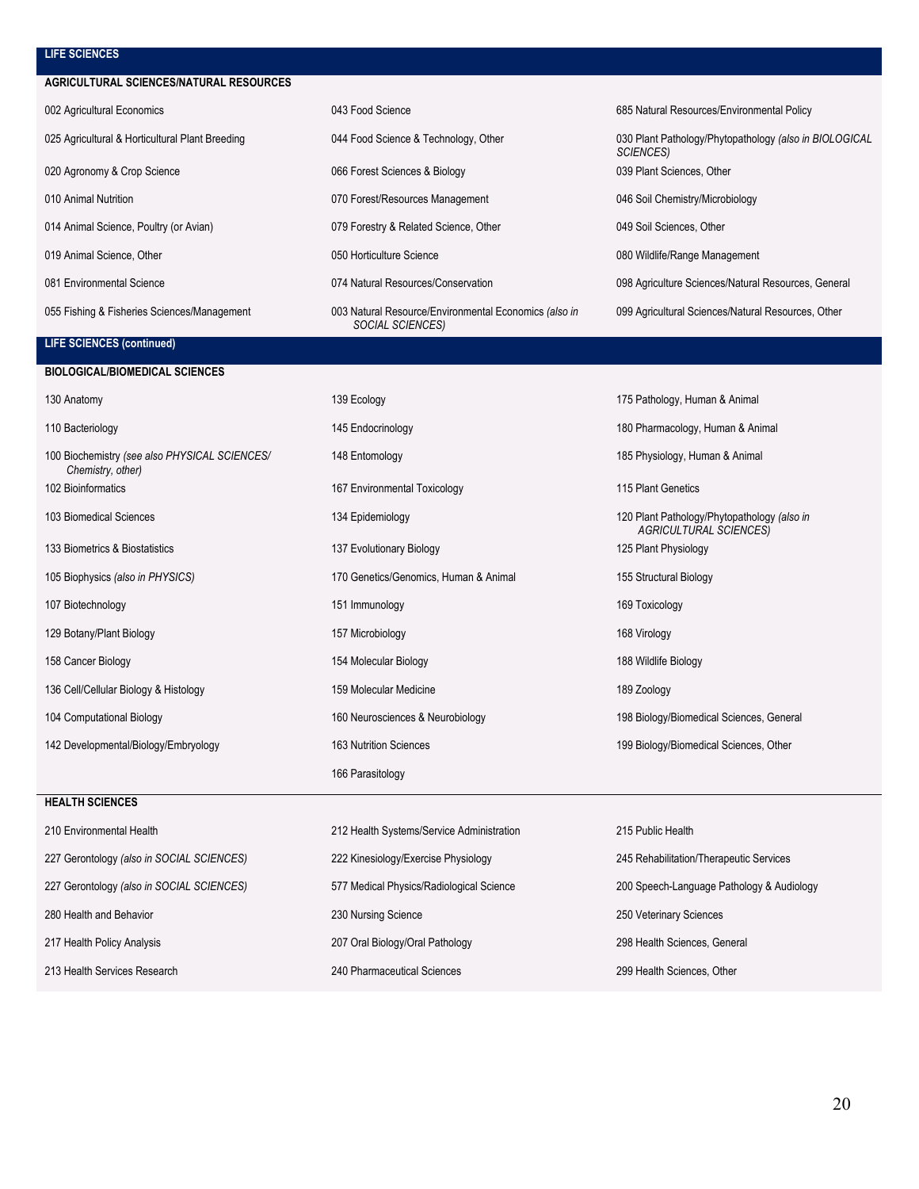## LIFE SCIENCES

### AGRICULTURAL SCIENCES/NATURAL RESOURCES

- 002 Agricultural Economics
- 025 Agricultural & Horticultural Plant Breeding
- 020 Agronomy & Crop Science
- 010 Animal Nutrition
- 014 Animal Science, Poultry (or Avian)
- 019 Animal Science, Other
- 081 Environmental Science
- 055 Fishing & Fisheries Sciences/Management
- 043 Food Science
- 044 Food Science & Technology, Other
- 066 Forest Sciences & Biology
- 070 Forest/Resources Management
- 079 Forestry & Related Science, Other
- 050 Horticulture Science
- 074 Natural Resources/Conservation
- 003 Natural Resource/Environmental Economics *(also in SOCIAL SCIENCES)*
- 685 Natural Resources/Environmental Policy
- 030 Plant Pathology/Phytopathology *(also in BIOLOGICAL SCIENCES)*
- 039 Plant Sciences, Other
- 046 Soil Chemistry/Microbiology
- 049 Soil Sciences, Other
- 080 Wildlife/Range Management
- 098 Agriculture Sciences/Natural Resources, General
- 099 Agricultural Sciences/Natural Resources, Other

## LIFE SCIENCES (continued)

### BIOLOGICAL/BIOMEDICAL SCIENCES

- 130 Anatomy
- 110 Bacteriology
- 100 Biochemistry *(see also PHYSICAL SCIENCES/ Chemistry, other)*
- 102 Bioinformatics
- 103 Biomedical Sciences
- 133 Biometrics & Biostatistics
- 105 Biophysics *(also in PHYSICS)*
- 107 Biotechnology
- 129 Botany/Plant Biology
- 158 Cancer Biology
- 136 Cell/Cellular Biology & Histology
- 104 Computational Biology
- 142 Developmental/Biology/Embryology
- 139 Ecology
- 145 Endocrinology
- 148 Entomology
- 167 Environmental Toxicology
- 134 Epidemiology
- 137 Evolutionary Biology
- 170 Genetics/Genomics, Human & Animal
- 151 Immunology
- 157 Microbiology
- 154 Molecular Biology
- 159 Molecular Medicine
- 160 Neurosciences & Neurobiology
- 163 Nutrition Sciences
- 166 Parasitology
- 175 Pathology, Human & Animal
- 180 Pharmacology, Human & Animal
- 185 Physiology, Human & Animal
- 115 Plant Genetics
- 120 Plant Pathology/Phytopathology *(also in AGRICULTURAL SCIENCES)*
- 125 Plant Physiology
- 155 Structural Biology
- 169 Toxicology
- 168 Virology
- 188 Wildlife Biology
- 189 Zoology
- 198 Biology/Biomedical Sciences, General
- 199 Biology/Biomedical Sciences, Other

### HEALTH SCIENCES

- 210 Environmental Health
- 227 Gerontology *(also in SOCIAL SCIENCES)*
- 227 Gerontology *(also in SOCIAL SCIENCES)*
- 280 Health and Behavior
- 217 Health Policy Analysis
- 213 Health Services Research
- 212 Health Systems/Service Administration
- 222 Kinesiology/Exercise Physiology
- 577 Medical Physics/Radiological Science
- 230 Nursing Science
- 207 Oral Biology/Oral Pathology
- 240 Pharmaceutical Sciences
- 215 Public Health
- 245 Rehabilitation/Therapeutic Services
- 200 Speech-Language Pathology & Audiology
- 250 Veterinary Sciences
- 298 Health Sciences, General
- 299 Health Sciences, Other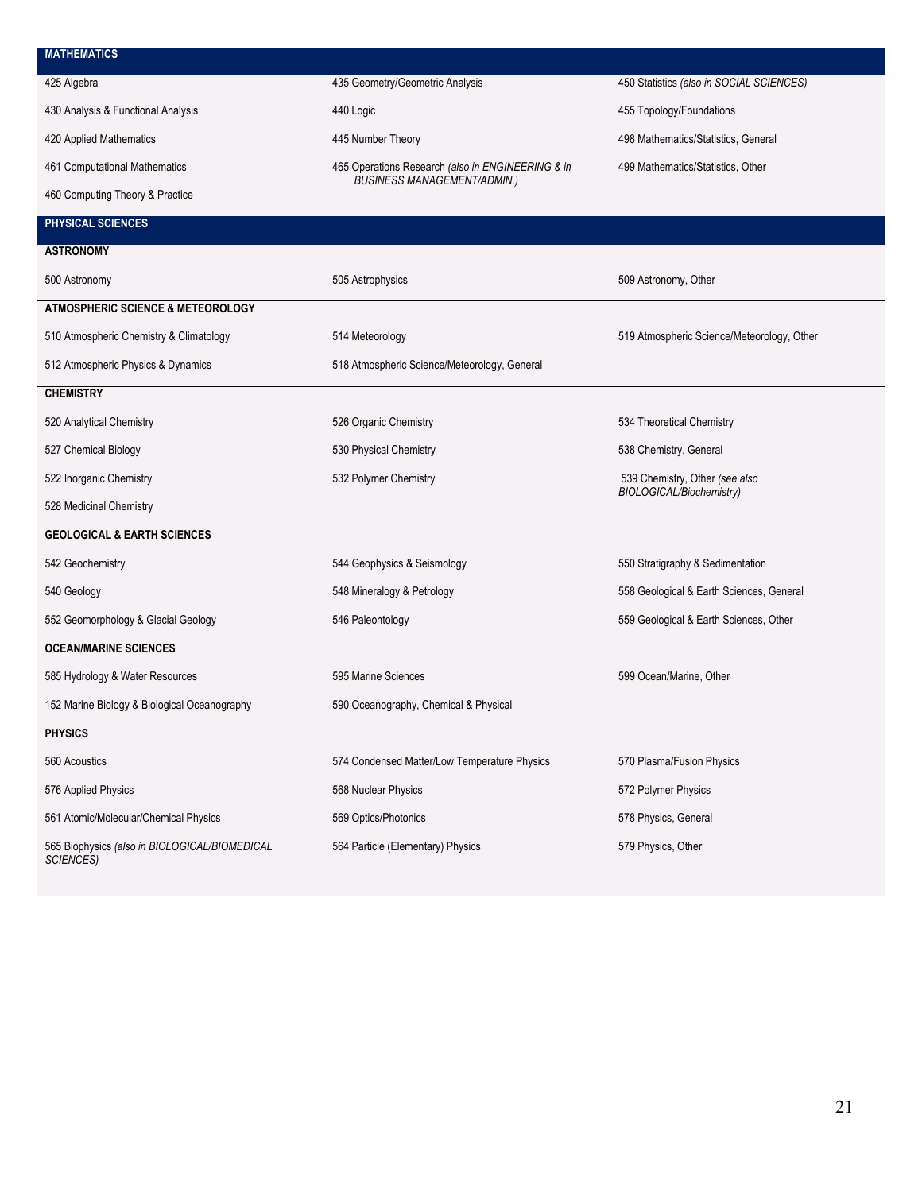## MATHEMATICS

| | | |
|---|---|---|
| 425 Algebra | 435 Geometry/Geometric Analysis | 450 Statistics *(also in SOCIAL SCIENCES)* |
| 430 Analysis & Functional Analysis | 440 Logic | 455 Topology/Foundations |
| 420 Applied Mathematics | 445 Number Theory | 498 Mathematics/Statistics, General |
| 461 Computational Mathematics | 465 Operations Research *(also in ENGINEERING & in BUSINESS MANAGEMENT/ADMIN.)* | 499 Mathematics/Statistics, Other |
| 460 Computing Theory & Practice | | |

## PHYSICAL SCIENCES

### ASTRONOMY

| | | |
|---|---|---|
| 500 Astronomy | 505 Astrophysics | 509 Astronomy, Other |

### ATMOSPHERIC SCIENCE & METEOROLOGY

| | | |
|---|---|---|
| 510 Atmospheric Chemistry & Climatology | 514 Meteorology | 519 Atmospheric Science/Meteorology, Other |
| 512 Atmospheric Physics & Dynamics | 518 Atmospheric Science/Meteorology, General | |

### CHEMISTRY

| | | |
|---|---|---|
| 520 Analytical Chemistry | 526 Organic Chemistry | 534 Theoretical Chemistry |
| 527 Chemical Biology | 530 Physical Chemistry | 538 Chemistry, General |
| 522 Inorganic Chemistry | 532 Polymer Chemistry | 539 Chemistry, Other *(see also BIOLOGICAL/Biochemistry)* |
| 528 Medicinal Chemistry | | |

### GEOLOGICAL & EARTH SCIENCES

| | | |
|---|---|---|
| 542 Geochemistry | 544 Geophysics & Seismology | 550 Stratigraphy & Sedimentation |
| 540 Geology | 548 Mineralogy & Petrology | 558 Geological & Earth Sciences, General |
| 552 Geomorphology & Glacial Geology | 546 Paleontology | 559 Geological & Earth Sciences, Other |

### OCEAN/MARINE SCIENCES

| | | |
|---|---|---|
| 585 Hydrology & Water Resources | 595 Marine Sciences | 599 Ocean/Marine, Other |
| 152 Marine Biology & Biological Oceanography | 590 Oceanography, Chemical & Physical | |

### PHYSICS

| | | |
|---|---|---|
| 560 Acoustics | 574 Condensed Matter/Low Temperature Physics | 570 Plasma/Fusion Physics |
| 576 Applied Physics | 568 Nuclear Physics | 572 Polymer Physics |
| 561 Atomic/Molecular/Chemical Physics | 569 Optics/Photonics | 578 Physics, General |
| 565 Biophysics *(also in BIOLOGICAL/BIOMEDICAL SCIENCES)* | 564 Particle (Elementary) Physics | 579 Physics, Other |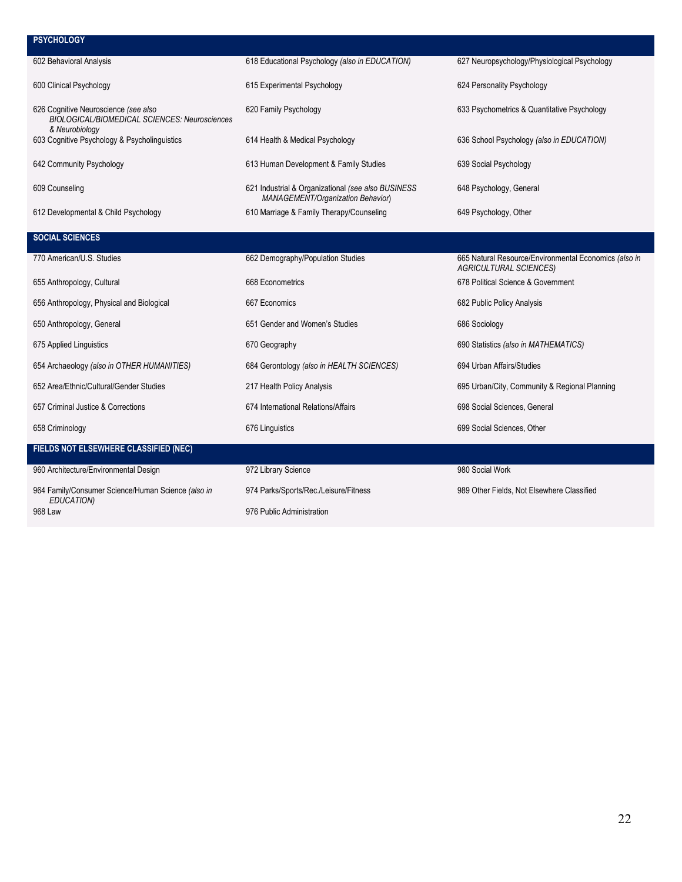## PSYCHOLOGY

| | | |
|---|---|---|
| 602 Behavioral Analysis | 618 Educational Psychology *(also in EDUCATION)* | 627 Neuropsychology/Physiological Psychology |
| 600 Clinical Psychology | 615 Experimental Psychology | 624 Personality Psychology |
| 626 Cognitive Neuroscience *(see also BIOLOGICAL/BIOMEDICAL SCIENCES: Neurosciences & Neurobiology* | 620 Family Psychology | 633 Psychometrics & Quantitative Psychology |
| 603 Cognitive Psychology & Psycholinguistics | 614 Health & Medical Psychology | 636 School Psychology *(also in EDUCATION)* |
| 642 Community Psychology | 613 Human Development & Family Studies | 639 Social Psychology |
| 609 Counseling | 621 Industrial & Organizational *(see also BUSINESS MANAGEMENT/Organization Behavior*) | 648 Psychology, General |
| 612 Developmental & Child Psychology | 610 Marriage & Family Therapy/Counseling | 649 Psychology, Other |

## SOCIAL SCIENCES

| | | |
|---|---|---|
| 770 American/U.S. Studies | 662 Demography/Population Studies | 665 Natural Resource/Environmental Economics *(also in AGRICULTURAL SCIENCES)* |
| 655 Anthropology, Cultural | 668 Econometrics | 678 Political Science & Government |
| 656 Anthropology, Physical and Biological | 667 Economics | 682 Public Policy Analysis |
| 650 Anthropology, General | 651 Gender and Women's Studies | 686 Sociology |
| 675 Applied Linguistics | 670 Geography | 690 Statistics *(also in MATHEMATICS)* |
| 654 Archaeology *(also in OTHER HUMANITIES)* | 684 Gerontology *(also in HEALTH SCIENCES)* | 694 Urban Affairs/Studies |
| 652 Area/Ethnic/Cultural/Gender Studies | 217 Health Policy Analysis | 695 Urban/City, Community & Regional Planning |
| 657 Criminal Justice & Corrections | 674 International Relations/Affairs | 698 Social Sciences, General |
| 658 Criminology | 676 Linguistics | 699 Social Sciences, Other |

## FIELDS NOT ELSEWHERE CLASSIFIED (NEC)

| | | |
|---|---|---|
| 960 Architecture/Environmental Design | 972 Library Science | 980 Social Work |
| 964 Family/Consumer Science/Human Science *(also in EDUCATION)* | 974 Parks/Sports/Rec./Leisure/Fitness | 989 Other Fields, Not Elsewhere Classified |
| 968 Law | 976 Public Administration | |